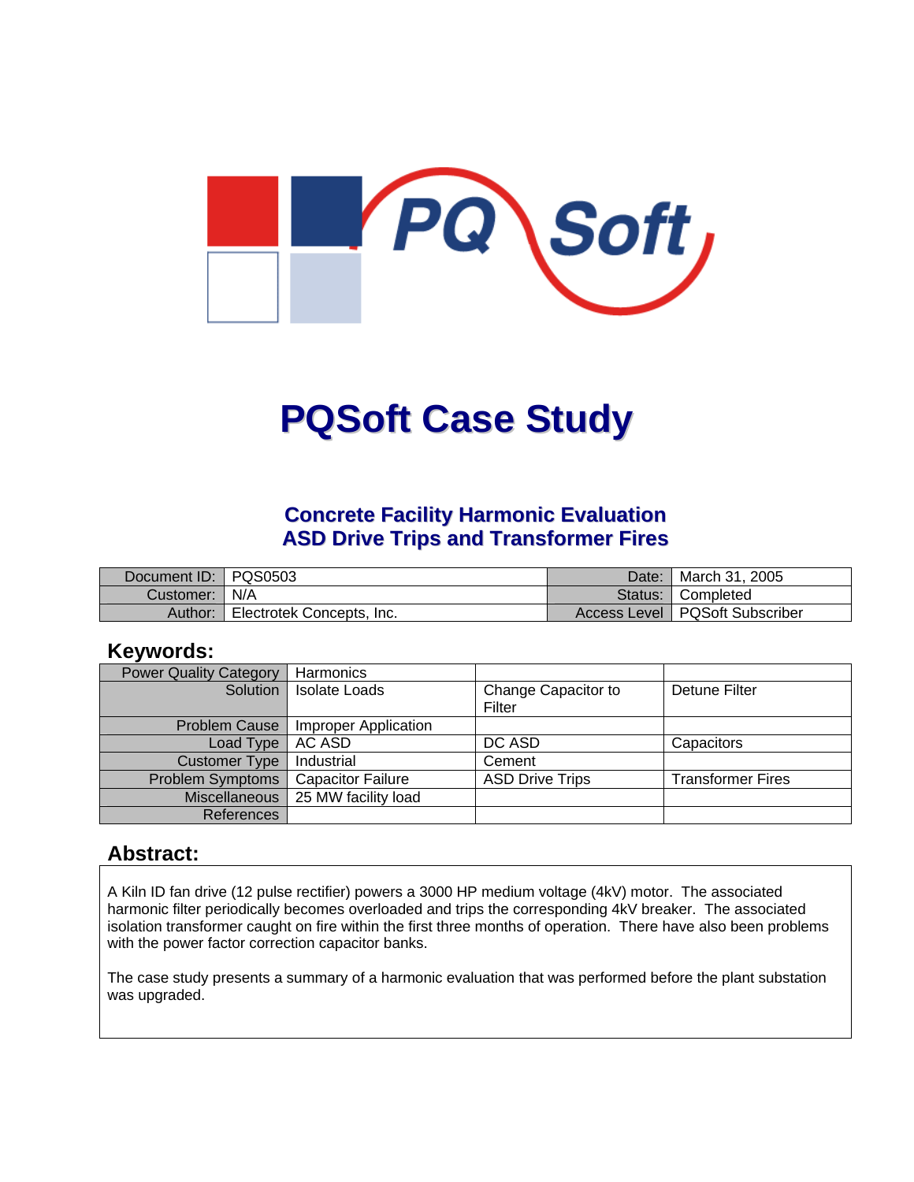# PQSoft Case Study

## Concrete Facility Harmonic Evaluation
## ASD Drive Trips and Transformer Fires

| | | | |
|---|---|---|---|
| Document ID: | PQS0503 | Date: | March 31, 2005 |
| Customer: | N/A | Status: | Completed |
| Author: | Electrotek Concepts, Inc. | Access Level | PQSoft Subscriber |

## Keywords:

| | | | |
|---|---|---|---|
| Power Quality Category | Harmonics | | |
| Solution | Isolate Loads | Change Capacitor to Filter | Detune Filter |
| Problem Cause | Improper Application | | |
| Load Type | AC ASD | DC ASD | Capacitors |
| Customer Type | Industrial | Cement | |
| Problem Symptoms | Capacitor Failure | ASD Drive Trips | Transformer Fires |
| Miscellaneous | 25 MW facility load | | |
| References | | | |

## Abstract:

A Kiln ID fan drive (12 pulse rectifier) powers a 3000 HP medium voltage (4kV) motor. The associated harmonic filter periodically becomes overloaded and trips the corresponding 4kV breaker. The associated isolation transformer caught on fire within the first three months of operation. There have also been problems with the power factor correction capacitor banks.

The case study presents a summary of a harmonic evaluation that was performed before the plant substation was upgraded.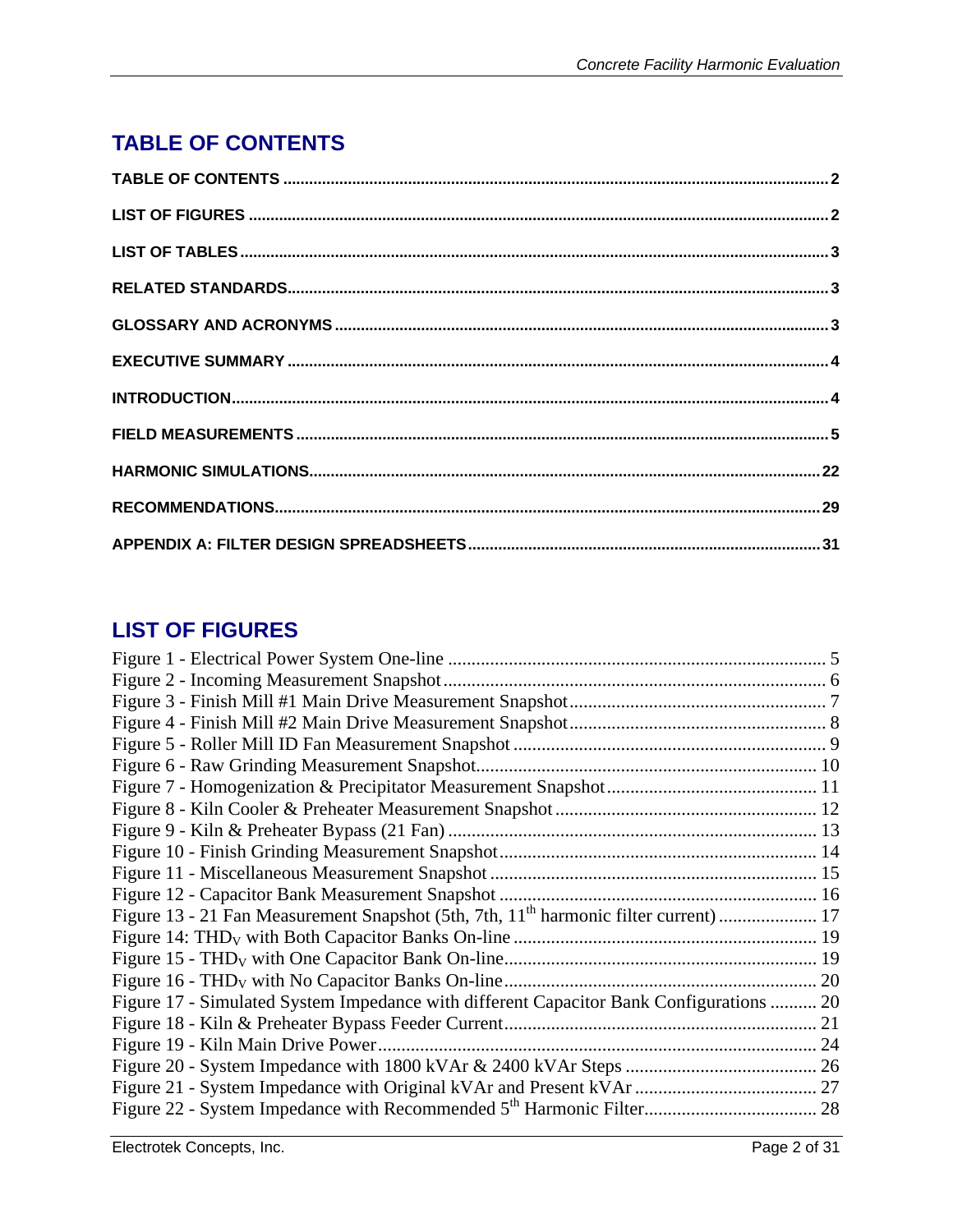## TABLE OF CONTENTS

**TABLE OF CONTENTS** .......... 2

**LIST OF FIGURES** .......... 2

**LIST OF TABLES** .......... 3

**RELATED STANDARDS** .......... 3

**GLOSSARY AND ACRONYMS** .......... 3

**EXECUTIVE SUMMARY** .......... 4

**INTRODUCTION** .......... 4

**FIELD MEASUREMENTS** .......... 5

**HARMONIC SIMULATIONS** .......... 22

**RECOMMENDATIONS** .......... 29

**APPENDIX A: FILTER DESIGN SPREADSHEETS** .......... 31

## LIST OF FIGURES

Figure 1 - Electrical Power System One-line .......... 5
Figure 2 - Incoming Measurement Snapshot .......... 6
Figure 3 - Finish Mill #1 Main Drive Measurement Snapshot .......... 7
Figure 4 - Finish Mill #2 Main Drive Measurement Snapshot .......... 8
Figure 5 - Roller Mill ID Fan Measurement Snapshot .......... 9
Figure 6 - Raw Grinding Measurement Snapshot .......... 10
Figure 7 - Homogenization & Precipitator Measurement Snapshot .......... 11
Figure 8 - Kiln Cooler & Preheater Measurement Snapshot .......... 12
Figure 9 - Kiln & Preheater Bypass (21 Fan) .......... 13
Figure 10 - Finish Grinding Measurement Snapshot .......... 14
Figure 11 - Miscellaneous Measurement Snapshot .......... 15
Figure 12 - Capacitor Bank Measurement Snapshot .......... 16
Figure 13 - 21 Fan Measurement Snapshot (5th, 7th, 11th harmonic filter current) .......... 17
Figure 14: $THD_V$ with Both Capacitor Banks On-line .......... 19
Figure 15 - $THD_V$ with One Capacitor Bank On-line .......... 19
Figure 16 - $THD_V$ with No Capacitor Banks On-line .......... 20
Figure 17 - Simulated System Impedance with different Capacitor Bank Configurations .......... 20
Figure 18 - Kiln & Preheater Bypass Feeder Current .......... 21
Figure 19 - Kiln Main Drive Power .......... 24
Figure 20 - System Impedance with 1800 kVAr & 2400 kVAr Steps .......... 26
Figure 21 - System Impedance with Original kVAr and Present kVAr .......... 27
Figure 22 - System Impedance with Recommended 5th Harmonic Filter .......... 28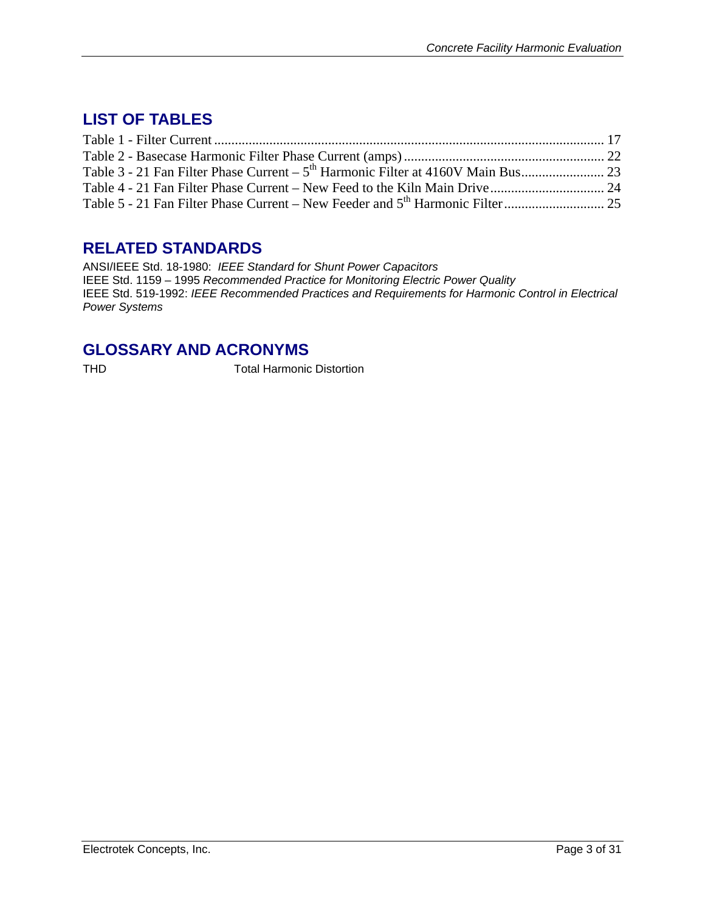## LIST OF TABLES

Table 1 - Filter Current ............................................................................................................. 17
Table 2 - Basecase Harmonic Filter Phase Current (amps) ........................................................ 22
Table 3 - 21 Fan Filter Phase Current – $5^{th}$ Harmonic Filter at 4160V Main Bus ........................ 23
Table 4 - 21 Fan Filter Phase Current – New Feed to the Kiln Main Drive ................................ 24
Table 5 - 21 Fan Filter Phase Current – New Feeder and $5^{th}$ Harmonic Filter ............................ 25

## RELATED STANDARDS

ANSI/IEEE Std. 18-1980: *IEEE Standard for Shunt Power Capacitors*
IEEE Std. 1159 – 1995 *Recommended Practice for Monitoring Electric Power Quality*
IEEE Std. 519-1992: *IEEE Recommended Practices and Requirements for Harmonic Control in Electrical Power Systems*

## GLOSSARY AND ACRONYMS

THD Total Harmonic Distortion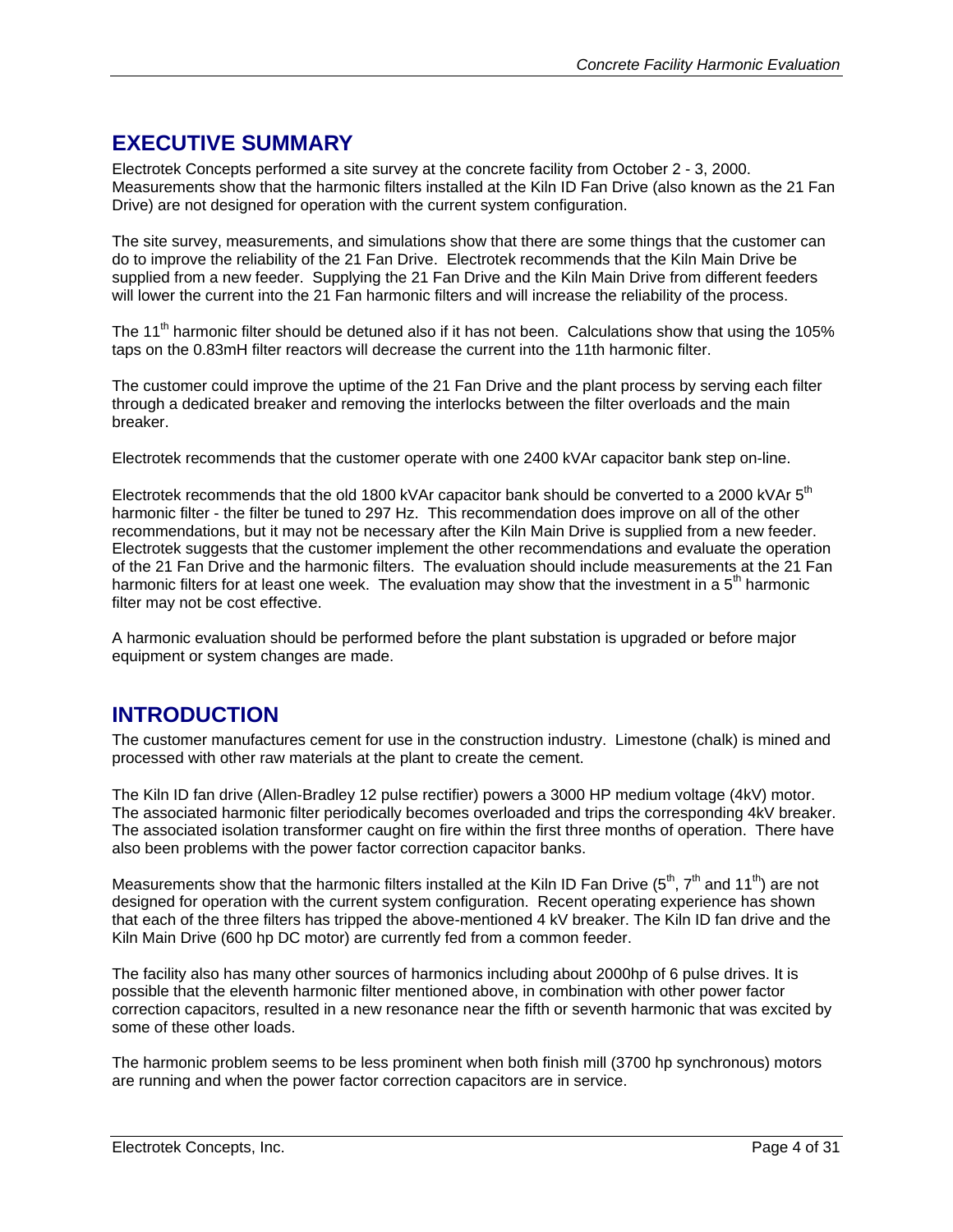## EXECUTIVE SUMMARY

Electrotek Concepts performed a site survey at the concrete facility from October 2 - 3, 2000. Measurements show that the harmonic filters installed at the Kiln ID Fan Drive (also known as the 21 Fan Drive) are not designed for operation with the current system configuration.

The site survey, measurements, and simulations show that there are some things that the customer can do to improve the reliability of the 21 Fan Drive. Electrotek recommends that the Kiln Main Drive be supplied from a new feeder. Supplying the 21 Fan Drive and the Kiln Main Drive from different feeders will lower the current into the 21 Fan harmonic filters and will increase the reliability of the process.

The $11^{th}$ harmonic filter should be detuned also if it has not been. Calculations show that using the 105% taps on the 0.83mH filter reactors will decrease the current into the 11th harmonic filter.

The customer could improve the uptime of the 21 Fan Drive and the plant process by serving each filter through a dedicated breaker and removing the interlocks between the filter overloads and the main breaker.

Electrotek recommends that the customer operate with one 2400 kVAr capacitor bank step on-line.

Electrotek recommends that the old 1800 kVAr capacitor bank should be converted to a 2000 kVAr $5^{th}$ harmonic filter - the filter be tuned to 297 Hz. This recommendation does improve on all of the other recommendations, but it may not be necessary after the Kiln Main Drive is supplied from a new feeder. Electrotek suggests that the customer implement the other recommendations and evaluate the operation of the 21 Fan Drive and the harmonic filters. The evaluation should include measurements at the 21 Fan harmonic filters for at least one week. The evaluation may show that the investment in a $5^{th}$ harmonic filter may not be cost effective.

A harmonic evaluation should be performed before the plant substation is upgraded or before major equipment or system changes are made.

## INTRODUCTION

The customer manufactures cement for use in the construction industry. Limestone (chalk) is mined and processed with other raw materials at the plant to create the cement.

The Kiln ID fan drive (Allen-Bradley 12 pulse rectifier) powers a 3000 HP medium voltage (4kV) motor. The associated harmonic filter periodically becomes overloaded and trips the corresponding 4kV breaker. The associated isolation transformer caught on fire within the first three months of operation. There have also been problems with the power factor correction capacitor banks.

Measurements show that the harmonic filters installed at the Kiln ID Fan Drive ($5^{th}$, $7^{th}$ and $11^{th}$) are not designed for operation with the current system configuration. Recent operating experience has shown that each of the three filters has tripped the above-mentioned 4 kV breaker. The Kiln ID fan drive and the Kiln Main Drive (600 hp DC motor) are currently fed from a common feeder.

The facility also has many other sources of harmonics including about 2000hp of 6 pulse drives. It is possible that the eleventh harmonic filter mentioned above, in combination with other power factor correction capacitors, resulted in a new resonance near the fifth or seventh harmonic that was excited by some of these other loads.

The harmonic problem seems to be less prominent when both finish mill (3700 hp synchronous) motors are running and when the power factor correction capacitors are in service.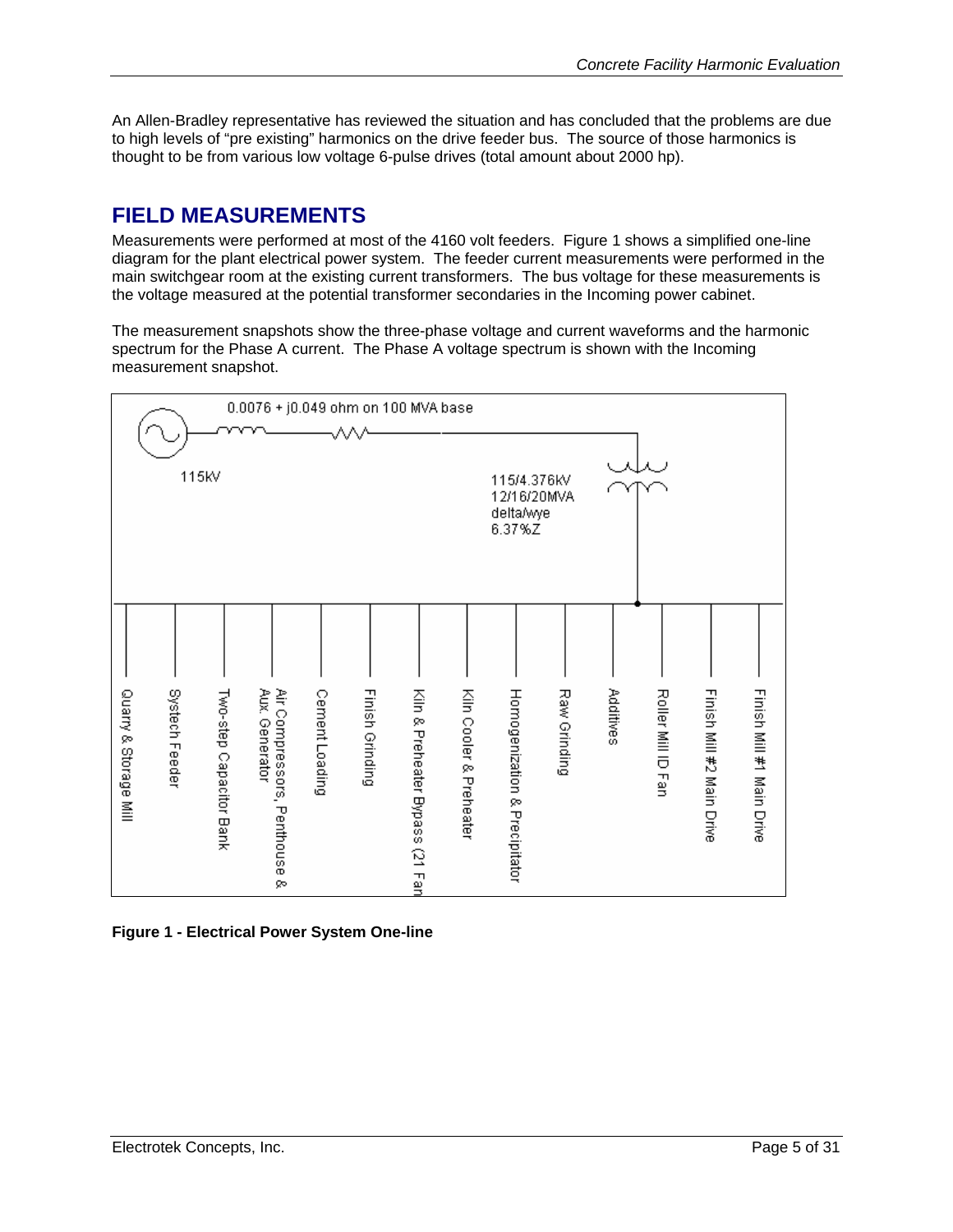An Allen-Bradley representative has reviewed the situation and has concluded that the problems are due to high levels of "pre existing" harmonics on the drive feeder bus. The source of those harmonics is thought to be from various low voltage 6-pulse drives (total amount about 2000 hp).

## FIELD MEASUREMENTS

Measurements were performed at most of the 4160 volt feeders. Figure 1 shows a simplified one-line diagram for the plant electrical power system. The feeder current measurements were performed in the main switchgear room at the existing current transformers. The bus voltage for these measurements is the voltage measured at the potential transformer secondaries in the Incoming power cabinet.

The measurement snapshots show the three-phase voltage and current waveforms and the harmonic spectrum for the Phase A current. The Phase A voltage spectrum is shown with the Incoming measurement snapshot.

0.0076 + j0.049 ohm on 100 MVA base

115kV

115/4.376kV
12/16/20MVA
delta/wye
6.37%Z

Quarry & Storage Mill
Systech Feeder
Two-step Capacitor Bank
Air Compressors, Penthouse & Aux. Generator
Cement Loading
Finish Grinding
Kiln & Preheater Bypass (21 Fan
Kiln Cooler & Preheater
Homogenization & Precipitator
Raw Grinding
Additives
Roller Mill ID Fan
Finish Mill #2 Main Drive
Finish Mill #1 Main Drive

**Figure 1 - Electrical Power System One-line**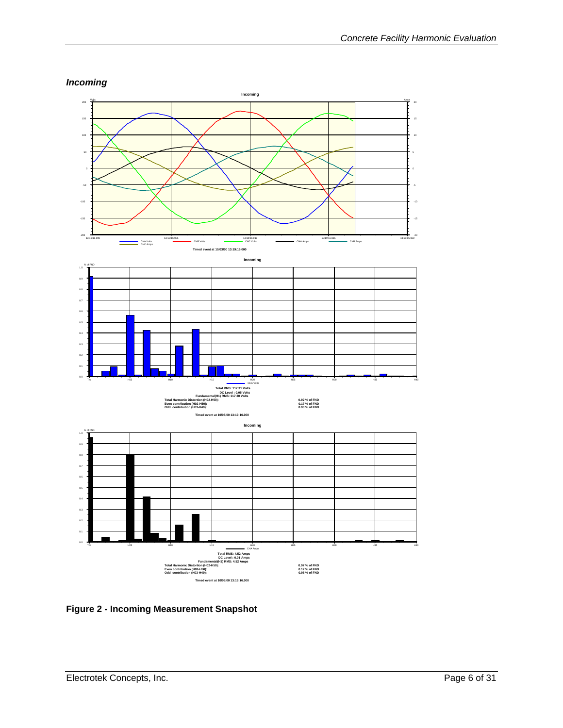### *Incoming*

Incoming

Volts

Amps

200
150
100
50
0
-50
-100
-150
-200

20
15
10
5
0
-5
-10
-15
-20

13:19:16.000
13:19:16.005
13:19:16.010
13:19:16.015
13:19:16.020

CHA Volts
CHB Volts
CHC Volts
CHA Amps
CHB Amps
CHC Amps

Timed event at 10/03/00 13:19:16.000

Incoming

% of FND

1.0
0.9
0.8
0.7
0.6
0.5
0.4
0.3
0.2
0.1
0.0

Thd
H05
H10
H15
H20
H25
H30
H35
H40

CHA Volts

Total RMS: 117.31 Volts
DC Level : 0.05 Volts
Fundamental(H1) RMS: 117.30 Volts
Total Harmonic Distortion (H02-H50): 0.92 % of FND
Even contribution (H02-H50): 0.17 % of FND
Odd contribution (H03-H49): 0.90 % of FND

Timed event at 10/03/00 13:19:16.000

Incoming

% of FND

1.0
0.9
0.8
0.7
0.6
0.5
0.4
0.3
0.2
0.1
0.0

Thd
H05
H10
H15
H20
H25
H30
H35
H40

CHA Amps

Total RMS: 4.52 Amps
DC Level : 0.01 Amps
Fundamental(H1) RMS: 4.52 Amps
Total Harmonic Distortion (H02-H50): 0.97 % of FND
Even contribution (H02-H50): 0.12 % of FND
Odd contribution (H03-H49): 0.96 % of FND

Timed event at 10/03/00 13:19:16.000

**Figure 2 - Incoming Measurement Snapshot**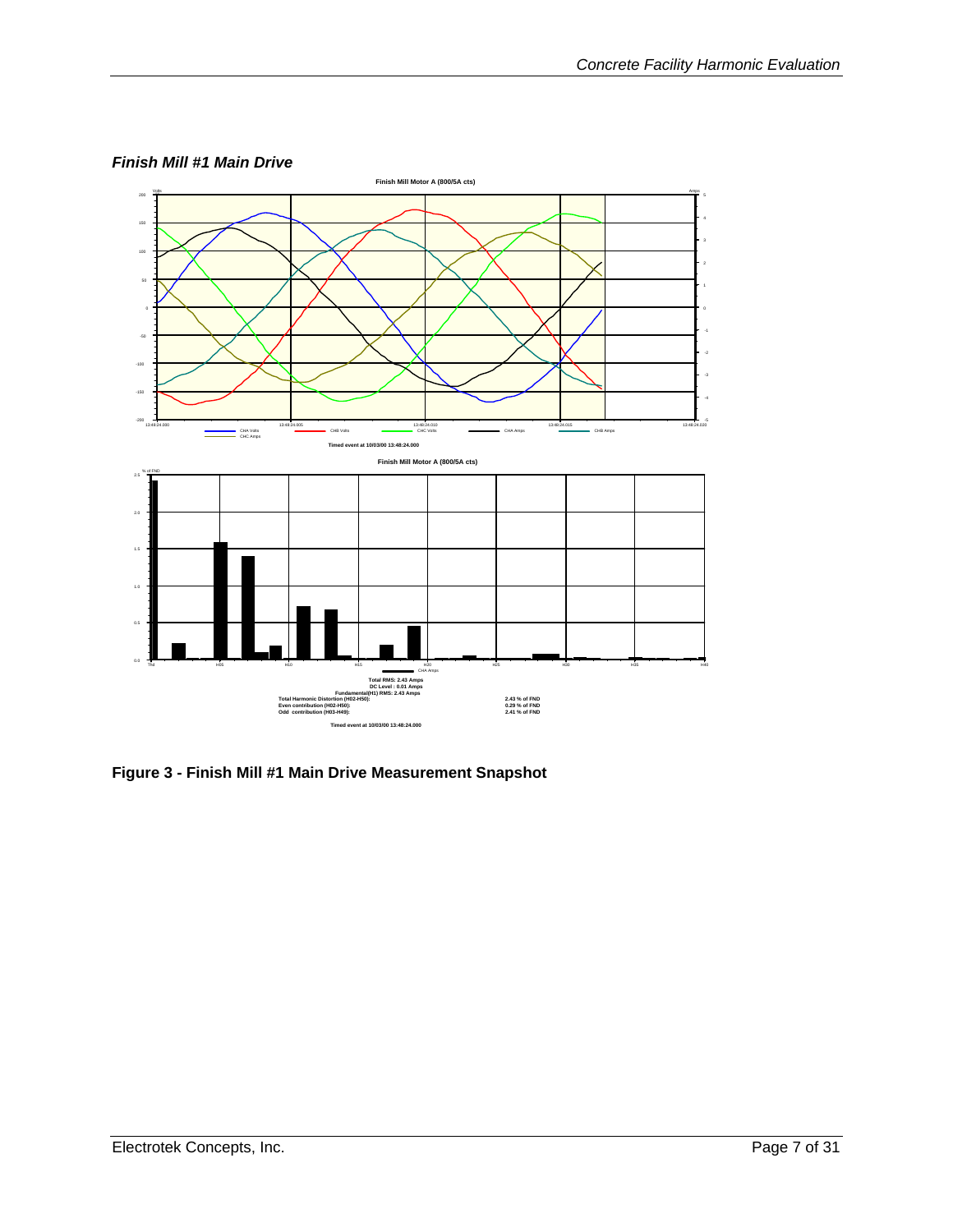### *Finish Mill #1 Main Drive*

Finish Mill Motor A (800/5A cts)

Volts

Amps

200
150
100
50
0
-50
-100
-150
-200

5
4
3
2
1
0
-1
-2
-3
-4
-5

13:48:24.000
13:48:24.005
13:48:24.010
13:48:24.015
13:48:24.020

CHA Volts
CHB Volts
CHC Volts
CHA Amps
CHB Amps
CHC Amps

Timed event at 10/03/00 13:48:24.000

Finish Mill Motor A (800/5A cts)

% of FND

2.5
2.0
1.5
1.0
0.5
0.0

Thd
H05
H10
H15
H20
H25
H30
H35
H40

CHA Amps

Total RMS: 2.43 Amps
DC Level : 0.01 Amps
Fundamental(H1) RMS: 2.43 Amps
Total Harmonic Distortion (H02-H50): 2.43 % of FND
Even contribution (H02-H50): 0.29 % of FND
Odd contribution (H03-H49): 2.41 % of FND

Timed event at 10/03/00 13:48:24.000

**Figure 3 - Finish Mill #1 Main Drive Measurement Snapshot**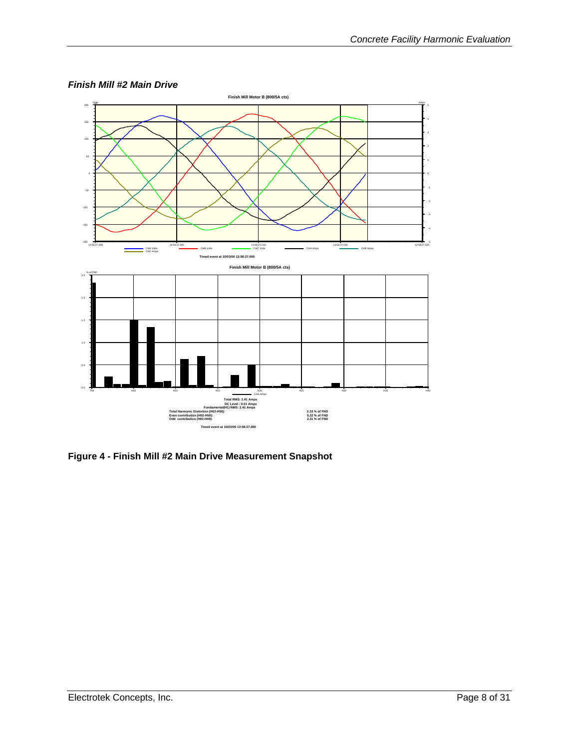*Finish Mill #2 Main Drive*

Finish Mill Motor B (800/5A cts)

Volts

Amps

200

150

100

50

0

-50

-100

-150

-200

5

4

3

2

1

0

-1

-2

-3

-4

-5

13:58:27.000

13:58:27.005

13:58:27.010

13:58:27.015

13:58:27.020

CHA Volts

CHB Volts

CHC Volts

CHA Amps

CHB Amps

CHC Amps

Timed event at 10/03/00 13:58:27.000

Finish Mill Motor B (800/5A cts)

% of FND

2.5

2.0

1.5

1.0

0.5

0.0

Thd

H05

H10

H15

H20

H25

H30

H35

H40

CHA Amps

Total RMS: 2.41 Amps

DC Level : 0.01 Amps

Fundamental(H1) RMS: 2.41 Amps

Total Harmonic Distortion (H02-H50): 2.33 % of FND

Even contribution (H02-H50): 0.32 % of FND

Odd contribution (H03-H49): 2.31 % of FND

Timed event at 10/03/00 13:58:27.000

**Figure 4 - Finish Mill #2 Main Drive Measurement Snapshot**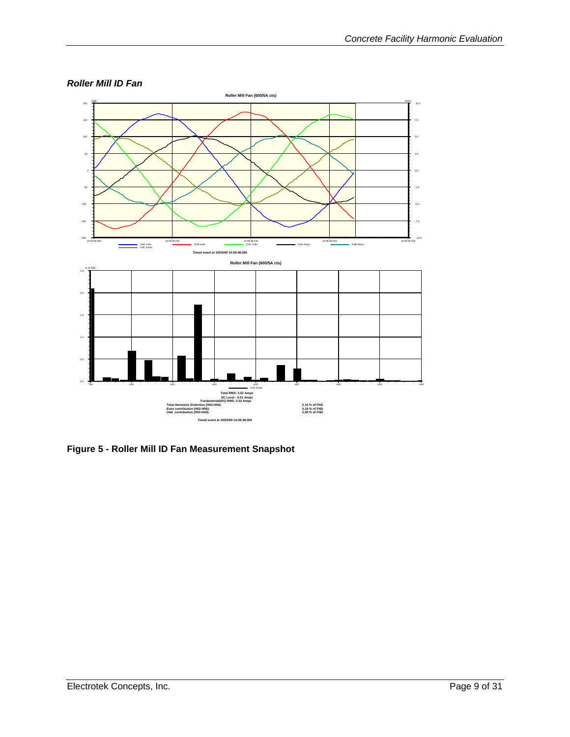### *Roller Mill ID Fan*

Roller Mill Fan (600/5A cts)

Volts

Amps

200
150
100
50
0
-50
-100
-150
-200

10.0
7.5
5.0
2.5
0.0
-2.5
-5.0
-7.5
-10.0

14:09:48.000
14:09:48.005
14:09:48.010
14:09:48.015
14:09:48.020

CHA Volts
CHB Volts
CHC Volts
CHA Amps
CHB Amps
CHC Amps

Timed event at 10/03/00 14:09:48.000

Roller Mill Fan (600/5A cts)

% of FND

2.5
2.0
1.5
1.0
0.5
0.0

Thd
H05
H10
H15
H20
H25
H30
H35
H40

CHA Amps

Total RMS: 3.52 Amps
DC Level : 0.01 Amps
Fundamental(H1) RMS: 3.52 Amps
Total Harmonic Distortion (H02-H50): 2.10 % of FND
Even contribution (H02-H50): 0.19 % of FND
Odd contribution (H03-H49): 2.09 % of FND

Timed event at 10/03/00 14:09:48.000

**Figure 5 - Roller Mill ID Fan Measurement Snapshot**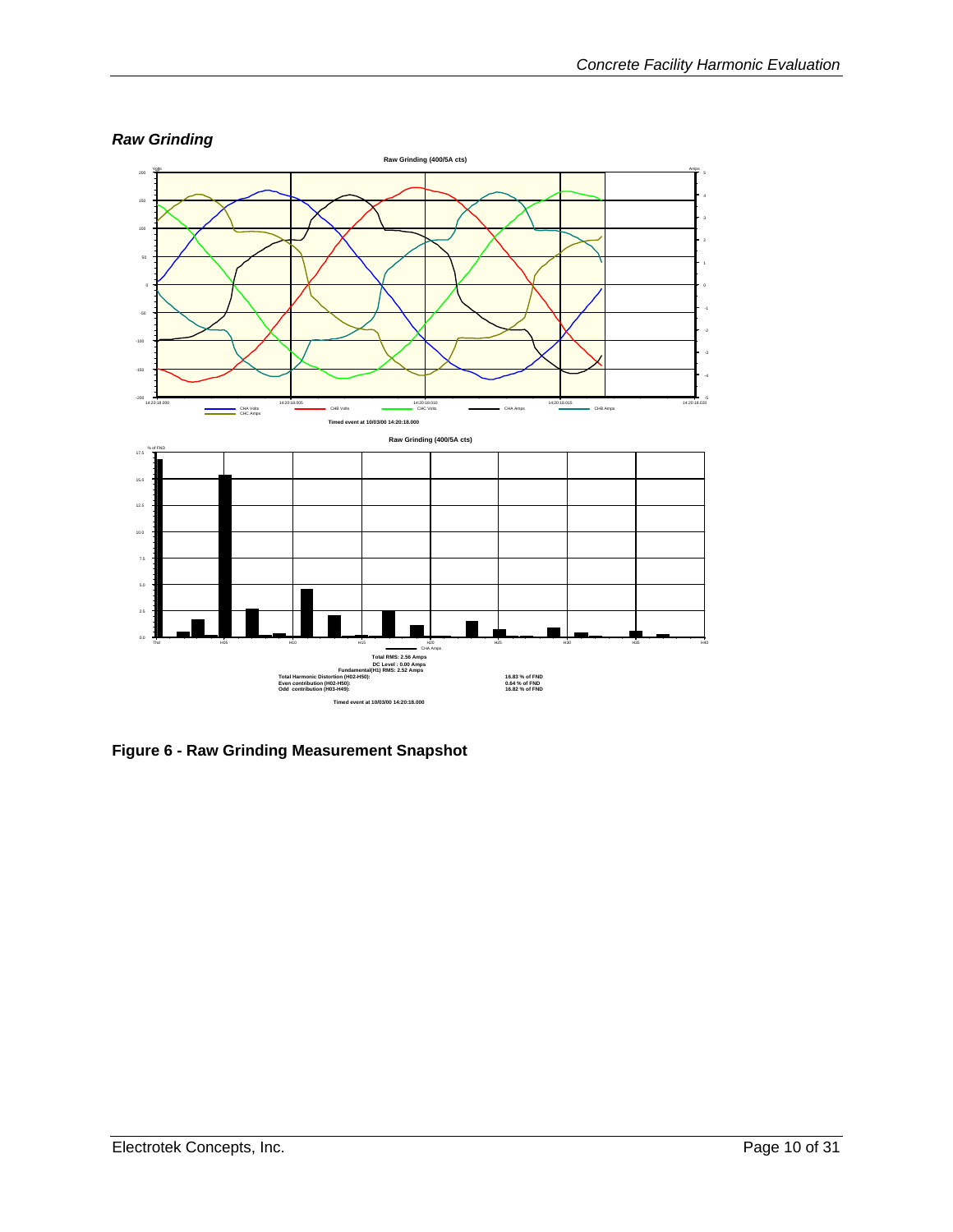## *Raw Grinding*

Raw Grinding (400/5A cts)

Volts

Amps

200
150
100
50
0
-50
-100
-150
-200

5
4
3
2
1
0
-1
-2
-3
-4
-5

14:20:18.000
14:20:18.005
14:20:18.010
14:20:18.015
14:20:18.020

CHA Volts
CHB Volts
CHC Volts
CHA Amps
CHB Amps
CHC Amps

Timed event at 10/03/00 14:20:18.000

Raw Grinding (400/5A cts)

% of FND

17.5
15.0
12.5
10.0
7.5
5.0
2.5
0.0

Thd
H05
H10
H15
H20
H25
H30
H35
H40

CHA Amps

Total RMS: 2.56 Amps
DC Level : 0.00 Amps
Fundamental(H1) RMS: 2.52 Amps
Total Harmonic Distortion (H02-H50): 16.83 % of FND
Even contribution (H02-H50): 0.64 % of FND
Odd contribution (H03-H49): 16.82 % of FND

Timed event at 10/03/00 14:20:18.000

**Figure 6 - Raw Grinding Measurement Snapshot**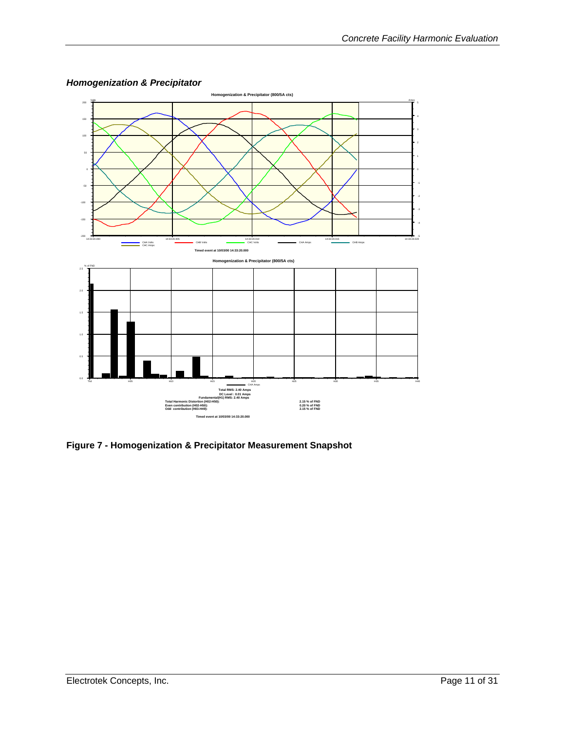### *Homogenization & Precipitator*

Homogenization & Precipitator (800/5A cts)

Volts

Amps

200

150

100

50

0

-50

-100

-150

-200

5

4

3

2

1

0

-1

-2

-3

-4

-5

14:33:20.000

14:33:20.005

14:33:20.010

14:33:20.015

14:33:20.020

CHA Volts

CHB Volts

CHC Volts

CHA Amps

CHB Amps

CHC Amps

Timed event at 10/03/00 14:33:20.000

Homogenization & Precipitator (800/5A cts)

% of FND

2.5

2.0

1.5

1.0

0.5

0.0

Thd

H05

H10

H15

H20

H25

H30

H35

H40

CHA Amps

Total RMS: 2.40 Amps

DC Level : 0.01 Amps

Fundamental(H1) RMS: 2.40 Amps

Total Harmonic Distortion (H02-H50): 2.15 % of FND

Even contribution (H02-H50): 0.20 % of FND

Odd contribution (H03-H49): 2.15 % of FND

Timed event at 10/03/00 14:33:20.000

**Figure 7 - Homogenization & Precipitator Measurement Snapshot**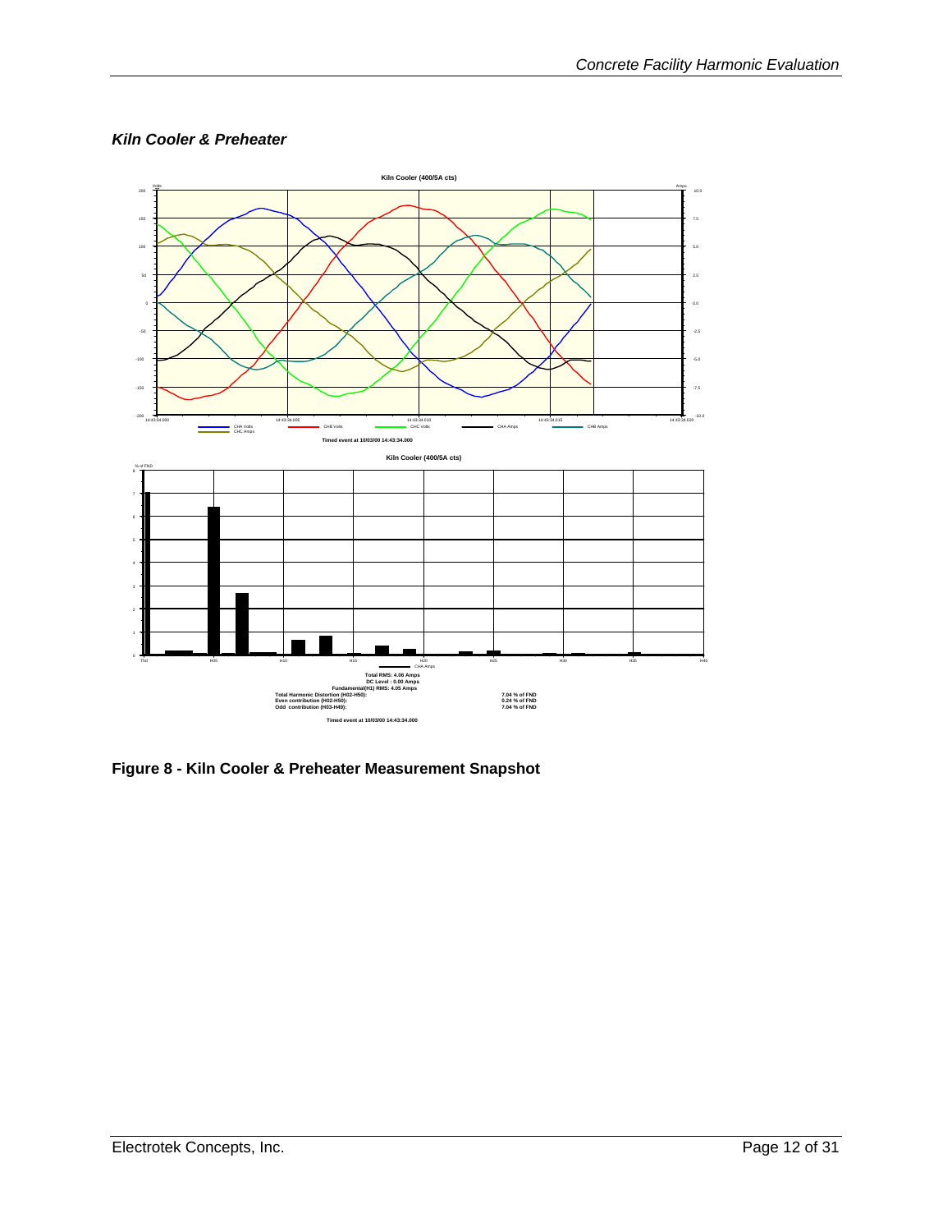### *Kiln Cooler & Preheater*

Kiln Cooler (400/5A cts)

Volts

Amps

200
150
100
50
0
-50
-100
-150
-200

10.0
7.5
5.0
2.5
0.0
-2.5
-5.0
-7.5
-10.0

14:43:34.000
14:43:34.005
14:43:34.010
14:43:34.015
14:43:34.020

CHA Volts
CHB Volts
CHC Volts
CHA Amps
CHB Amps
CHC Amps

Timed event at 10/03/00 14:43:34.000

Kiln Cooler (400/5A cts)

% of FND

8
7
6
5
4
3
2
1
0

Thd
H05
H10
H15
H20
H25
H30
H35
H40

CHA Amps

Total RMS: 4.06 Amps
DC Level : 0.00 Amps
Fundamental(H1) RMS: 4.05 Amps
Total Harmonic Distortion (H02-H50): 7.04 % of FND
Even contribution (H02-H50): 0.24 % of FND
Odd contribution (H03-H49): 7.04 % of FND

Timed event at 10/03/00 14:43:34.000

**Figure 8 - Kiln Cooler & Preheater Measurement Snapshot**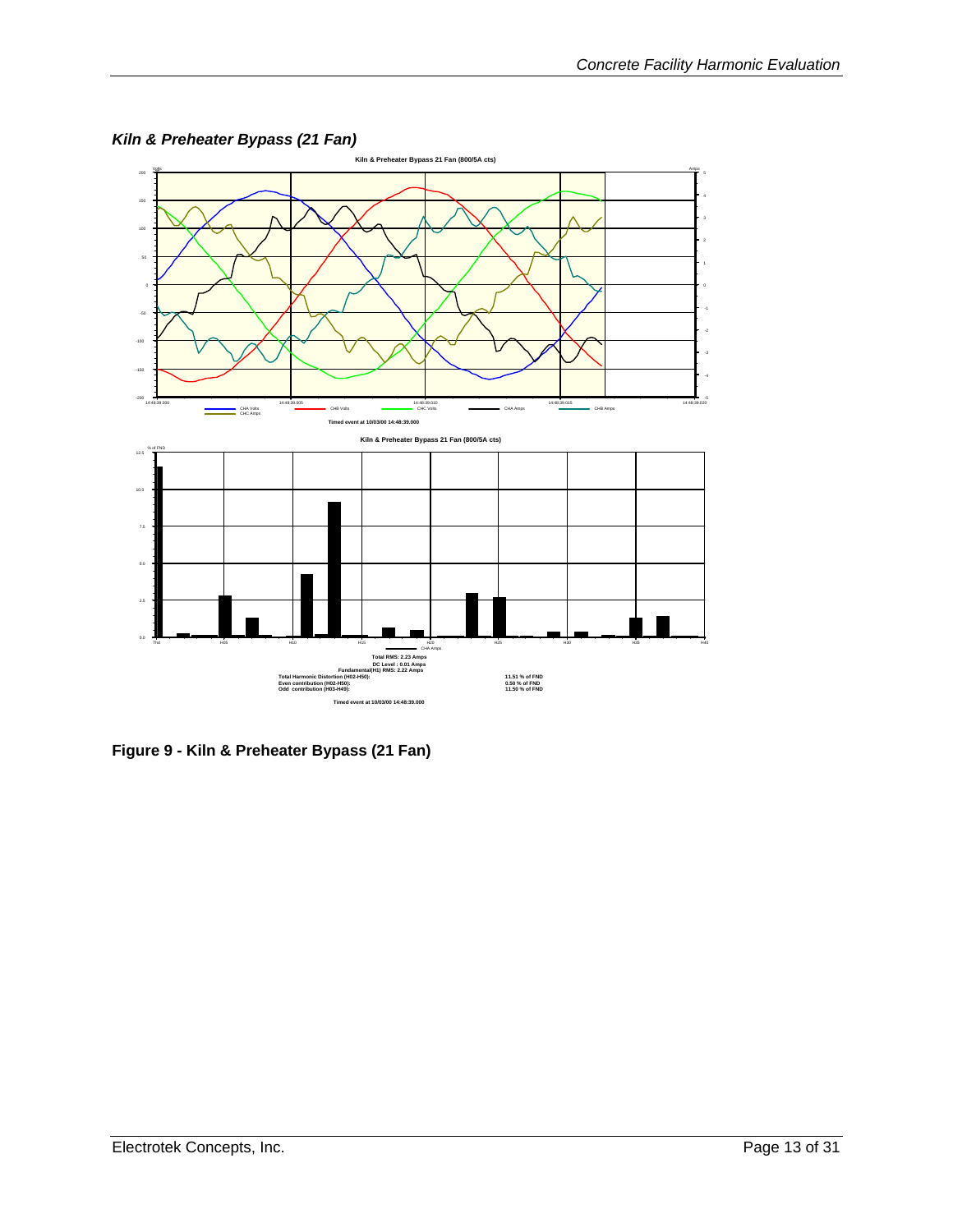## *Kiln & Preheater Bypass (21 Fan)*

Kiln & Preheater Bypass 21 Fan (800/5A cts)

Volts

Amps

200
150
100
50
0
-50
-100
-150
-200

5
4
3
2
1
0
-1
-2
-3
-4
-5

14:48:39.000
14:48:39.005
14:48:39.010
14:48:39.015
14:48:39.020

CHA Volts
CHB Volts
CHC Volts
CHA Amps
CHB Amps
CHC Amps

Timed event at 10/03/00 14:48:39.000

Kiln & Preheater Bypass 21 Fan (800/5A cts)

% of FND

12.5
10.0
7.5
5.0
2.5
0.0

Thd
H05
H10
H15
H20
H25
H30
H35
H40

CHA Amps

Total RMS: 2.23 Amps
DC Level : 0.01 Amps
Fundamental(H1) RMS: 2.22 Amps

Total Harmonic Distortion (H02-H50): 11.51 % of FND
Even contribution (H02-H50): 0.50 % of FND
Odd contribution (H03-H49): 11.50 % of FND

Timed event at 10/03/00 14:48:39.000

**Figure 9 - Kiln & Preheater Bypass (21 Fan)**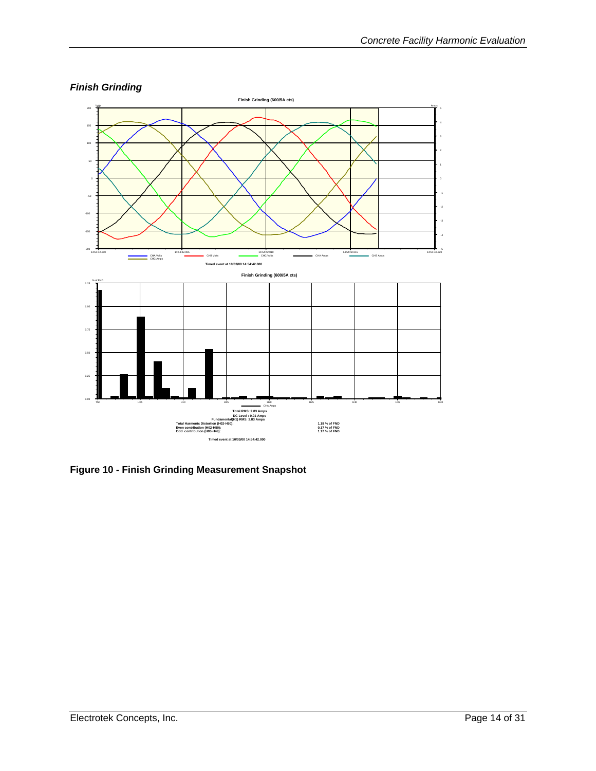### *Finish Grinding*

Finish Grinding (600/5A cts)

Timed event at 10/03/00 14:54:42.000

Finish Grinding (600/5A cts)

Total RMS: 2.83 Amps
DC Level : 0.01 Amps
Fundamental(H1) RMS: 2.83 Amps

| | |
|---|---|
| Total Harmonic Distortion (H02-H50): | 1.18 % of FND |
| Even contribution (H02-H50): | 0.17 % of FND |
| Odd contribution (H03-H49): | 1.17 % of FND |

Timed event at 10/03/00 14:54:42.000

**Figure 10 - Finish Grinding Measurement Snapshot**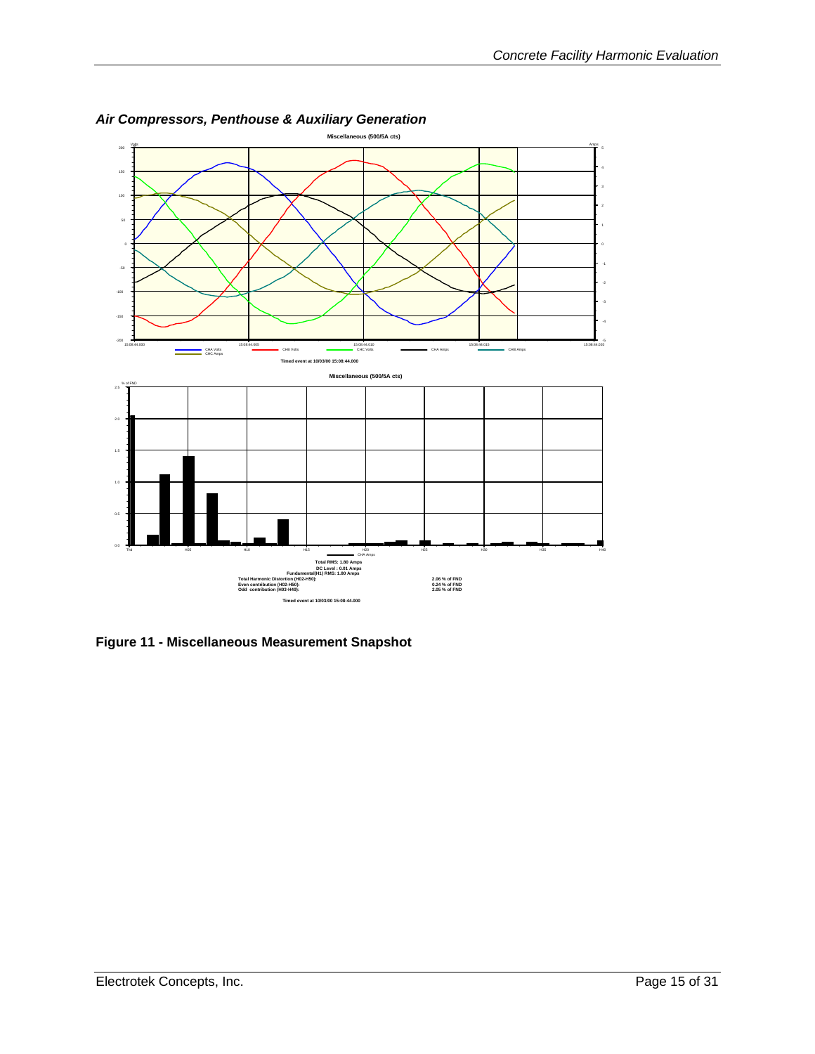### *Air Compressors, Penthouse & Auxiliary Generation*

Miscellaneous (500/5A cts)

Volts

Amps

200

150

100

50

0

-50

-100

-150

-200

5

4

3

2

1

0

-1

-2

-3

-4

-5

15:08:44.000

15:08:44.005

15:08:44.010

15:08:44.015

15:08:44.020

CHA Volts
CHB Volts
CHC Volts
CHA Amps
CHB Amps
CHC Amps

Timed event at 10/03/00 15:08:44.000

Miscellaneous (500/5A cts)

% of FND

2.5

2.0

1.5

1.0

0.5

0.0

Thd

H05

H10

H15

H20

H25

H30

H35

H40

CHA Amps

Total RMS: 1.80 Amps

DC Level : 0.01 Amps

Fundamental(H1) RMS: 1.80 Amps

Total Harmonic Distortion (H02-H50): 2.06 % of FND

Even contribution (H02-H50): 0.24 % of FND

Odd contribution (H03-H49): 2.05 % of FND

Timed event at 10/03/00 15:08:44.000

**Figure 11 - Miscellaneous Measurement Snapshot**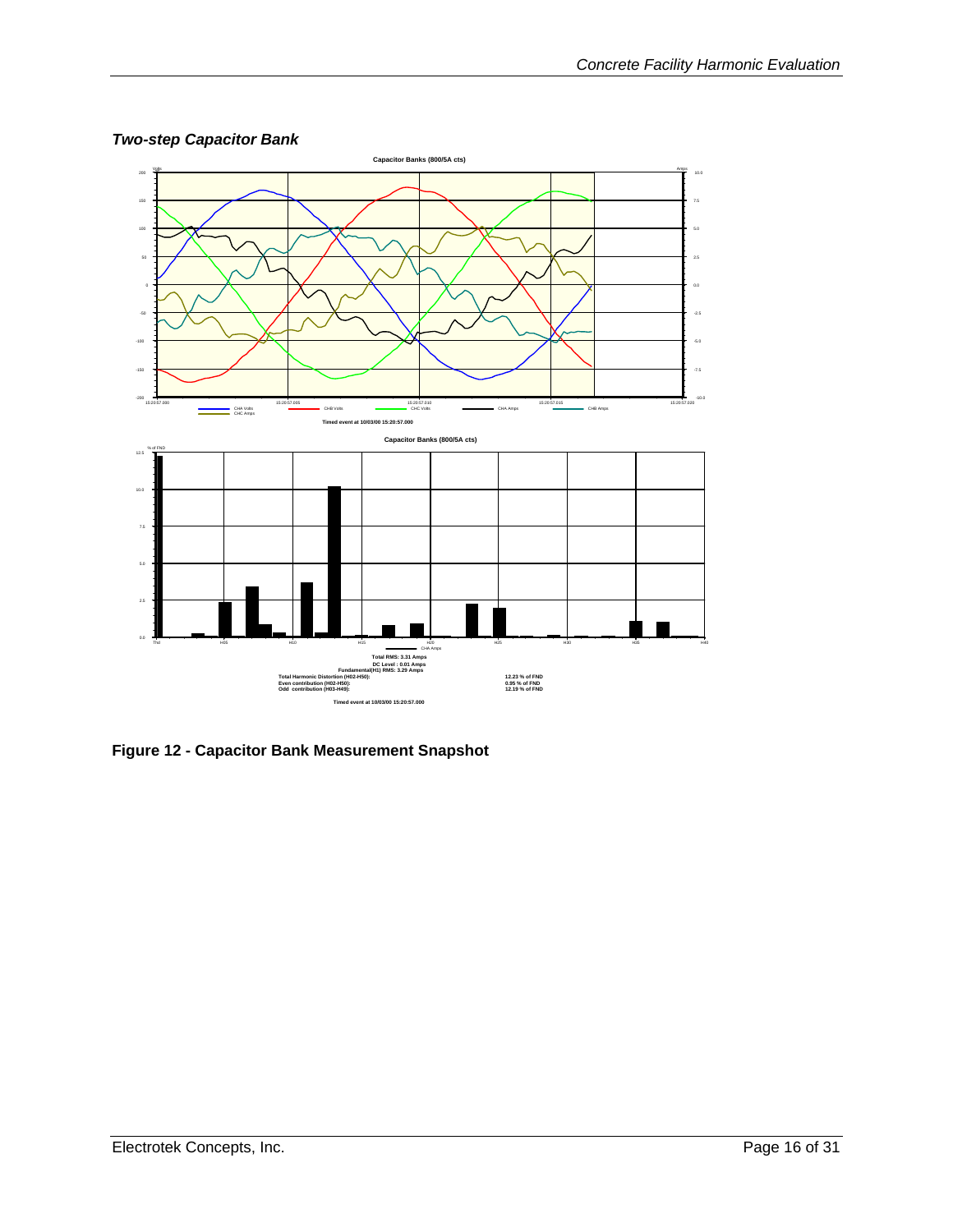### *Two-step Capacitor Bank*

Capacitor Banks (800/5A cts)

Volts

Amps

200

150

100

50

0

-50

-100

-150

-200

10.0

7.5

5.0

2.5

0.0

-2.5

-5.0

-7.5

-10.0

15:20:57.000

15:20:57.005

15:20:57.010

15:20:57.015

15:20:57.020

CHA Volts

CHB Volts

CHC Volts

CHA Amps

CHB Amps

CHC Amps

Timed event at 10/03/00 15:20:57.000

Capacitor Banks (800/5A cts)

% of FND

12.5

10.0

7.5

5.0

2.5

0.0

Thd

H05

H10

H15

H20

H25

H30

H35

H40

CHA Amps

Total RMS: 3.31 Amps

DC Level : 0.01 Amps

Fundamental(H1) RMS: 3.29 Amps

Total Harmonic Distortion (H02-H50): 12.23 % of FND

Even contribution (H02-H50): 0.95 % of FND

Odd contribution (H03-H49): 12.19 % of FND

Timed event at 10/03/00 15:20:57.000

**Figure 12 - Capacitor Bank Measurement Snapshot**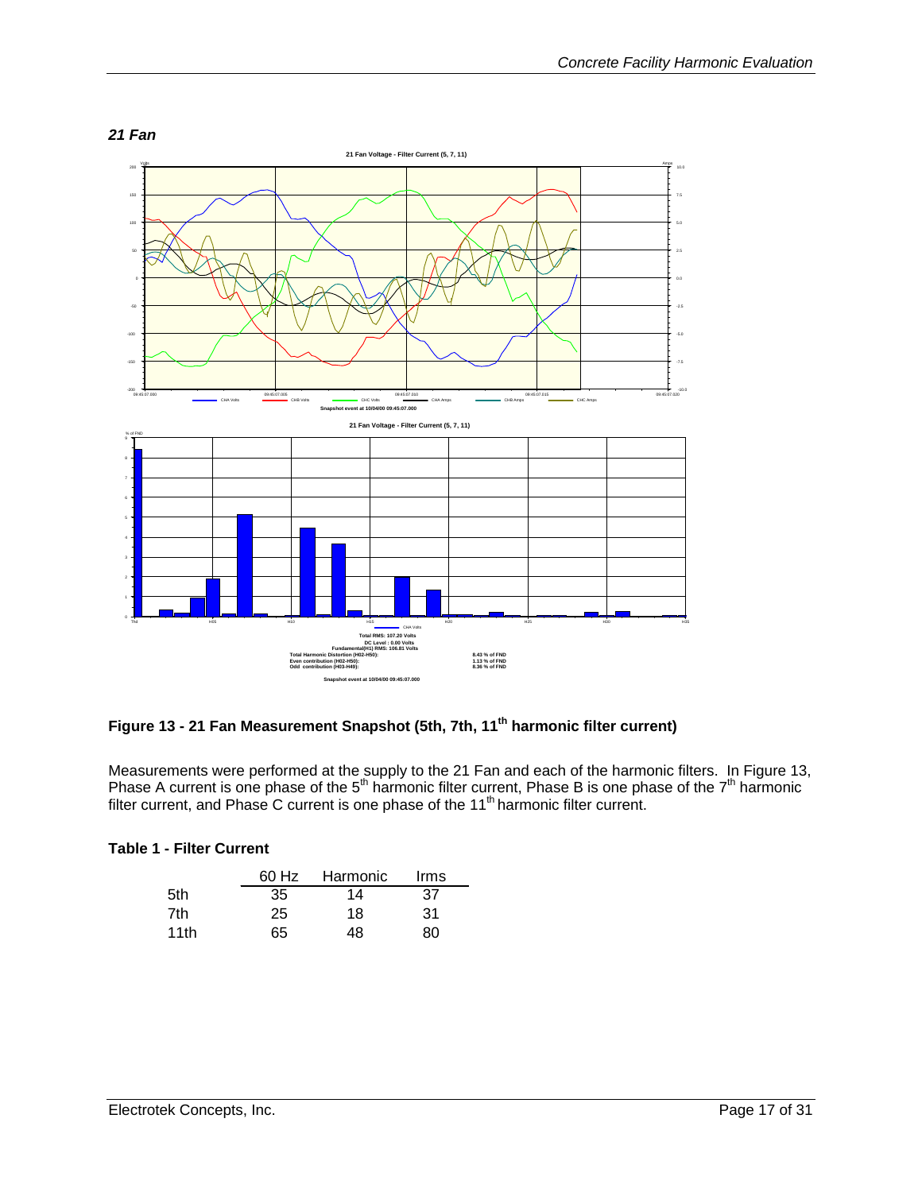## *21 Fan*

21 Fan Voltage - Filter Current (5, 7, 11)

Volts

Amps

200

150

100

50

0

-50

-100

-150

-200

10.0

7.5

5.0

2.5

0.0

-2.5

-5.0

-7.5

-10.0

09:45:07.000

09:45:07.005

09:45:07.010

09:45:07.015

09:45:07.020

CHA Volts CHB Volts CHC Volts CHA Amps CHB Amps CHC Amps

Snapshot event at 10/04/00 09:45:07.000

21 Fan Voltage - Filter Current (5, 7, 11)

% of FND

9

8

7

6

5

4

3

2

1

0

Thd H05 H10 H15 H20 H25 H30 H35

CHA Volts

Total RMS: 107.20 Volts

DC Level : 0.00 Volts

Fundamental(H1) RMS: 106.81 Volts

Total Harmonic Distortion (H02-H50): 8.43 % of FND

Even contribution (H02-H50): 1.13 % of FND

Odd contribution (H03-H49): 8.36 % of FND

Snapshot event at 10/04/00 09:45:07.000

**Figure 13 - 21 Fan Measurement Snapshot (5th, 7th, 11th harmonic filter current)**

Measurements were performed at the supply to the 21 Fan and each of the harmonic filters. In Figure 13, Phase A current is one phase of the 5th harmonic filter current, Phase B is one phase of the 7th harmonic filter current, and Phase C current is one phase of the 11th harmonic filter current.

**Table 1 - Filter Current**

| | 60 Hz | Harmonic | Irms |
|---|---|---|---|
| 5th | 35 | 14 | 37 |
| 7th | 25 | 18 | 31 |
| 11th | 65 | 48 | 80 |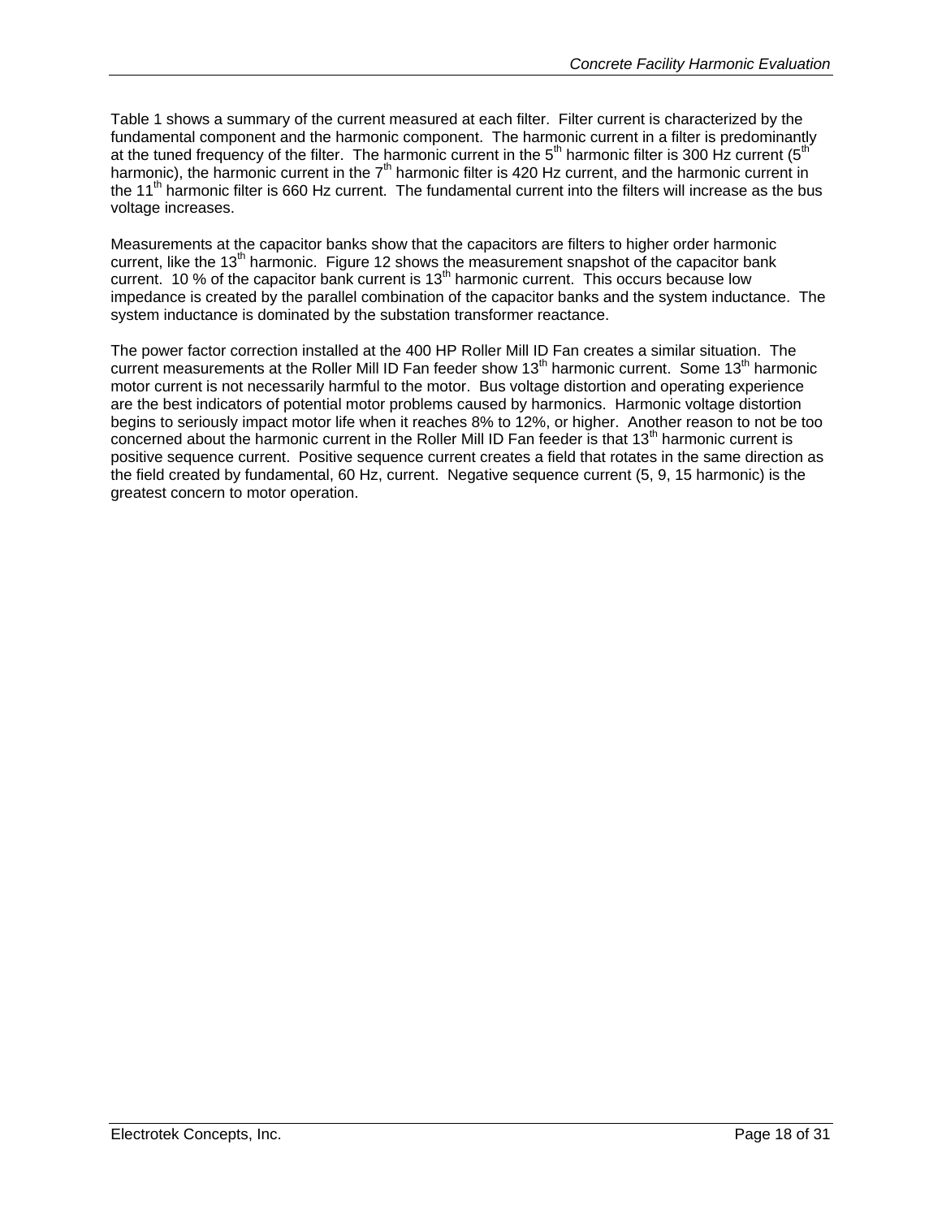Table 1 shows a summary of the current measured at each filter. Filter current is characterized by the fundamental component and the harmonic component. The harmonic current in a filter is predominantly at the tuned frequency of the filter. The harmonic current in the $5^{th}$ harmonic filter is 300 Hz current ($5^{th}$ harmonic), the harmonic current in the $7^{th}$ harmonic filter is 420 Hz current, and the harmonic current in the $11^{th}$ harmonic filter is 660 Hz current. The fundamental current into the filters will increase as the bus voltage increases.

Measurements at the capacitor banks show that the capacitors are filters to higher order harmonic current, like the $13^{th}$ harmonic. Figure 12 shows the measurement snapshot of the capacitor bank current. 10 % of the capacitor bank current is $13^{th}$ harmonic current. This occurs because low impedance is created by the parallel combination of the capacitor banks and the system inductance. The system inductance is dominated by the substation transformer reactance.

The power factor correction installed at the 400 HP Roller Mill ID Fan creates a similar situation. The current measurements at the Roller Mill ID Fan feeder show $13^{th}$ harmonic current. Some $13^{th}$ harmonic motor current is not necessarily harmful to the motor. Bus voltage distortion and operating experience are the best indicators of potential motor problems caused by harmonics. Harmonic voltage distortion begins to seriously impact motor life when it reaches 8% to 12%, or higher. Another reason to not be too concerned about the harmonic current in the Roller Mill ID Fan feeder is that $13^{th}$ harmonic current is positive sequence current. Positive sequence current creates a field that rotates in the same direction as the field created by fundamental, 60 Hz, current. Negative sequence current (5, 9, 15 harmonic) is the greatest concern to motor operation.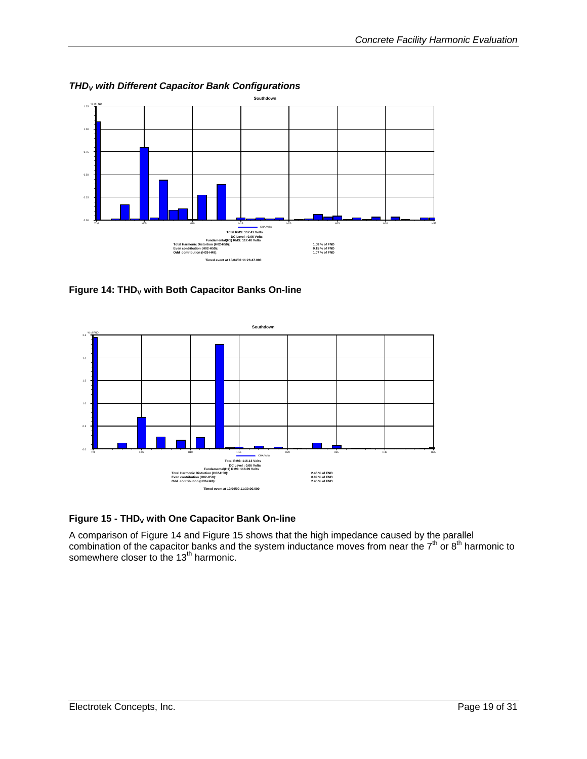## *$THD_V$ with Different Capacitor Bank Configurations*

Southdown

% of FND

1.25

1.00

0.75

0.50

0.25

0.00

Thd H05 H10 H15 H20 H25 H30 H35

CHA Volts

Total RMS: 117.41 Volts
DC Level : 0.06 Volts
Fundamental(H1) RMS: 117.40 Volts
Total Harmonic Distortion (H02-H50): 1.08 % of FND
Even contribution (H02-H50): 0.15 % of FND
Odd contribution (H03-H49): 1.07 % of FND

Timed event at 10/04/00 11:26:47.000

**Figure 14: $THD_V$ with Both Capacitor Banks On-line**

Southdown

% of FND

2.5

2.0

1.5

1.0

0.5

0.0

Thd H05 H10 H15 H20 H25 H30 H35

CHA Volts

Total RMS: 116.13 Volts
DC Level : 0.06 Volts
Fundamental(H1) RMS: 116.09 Volts
Total Harmonic Distortion (H02-H50): 2.45 % of FND
Even contribution (H02-H50): 0.09 % of FND
Odd contribution (H03-H49): 2.45 % of FND

Timed event at 10/04/00 11:30:00.000

**Figure 15 - $THD_V$ with One Capacitor Bank On-line**

A comparison of Figure 14 and Figure 15 shows that the high impedance caused by the parallel combination of the capacitor banks and the system inductance moves from near the $7^{th}$ or $8^{th}$ harmonic to somewhere closer to the $13^{th}$ harmonic.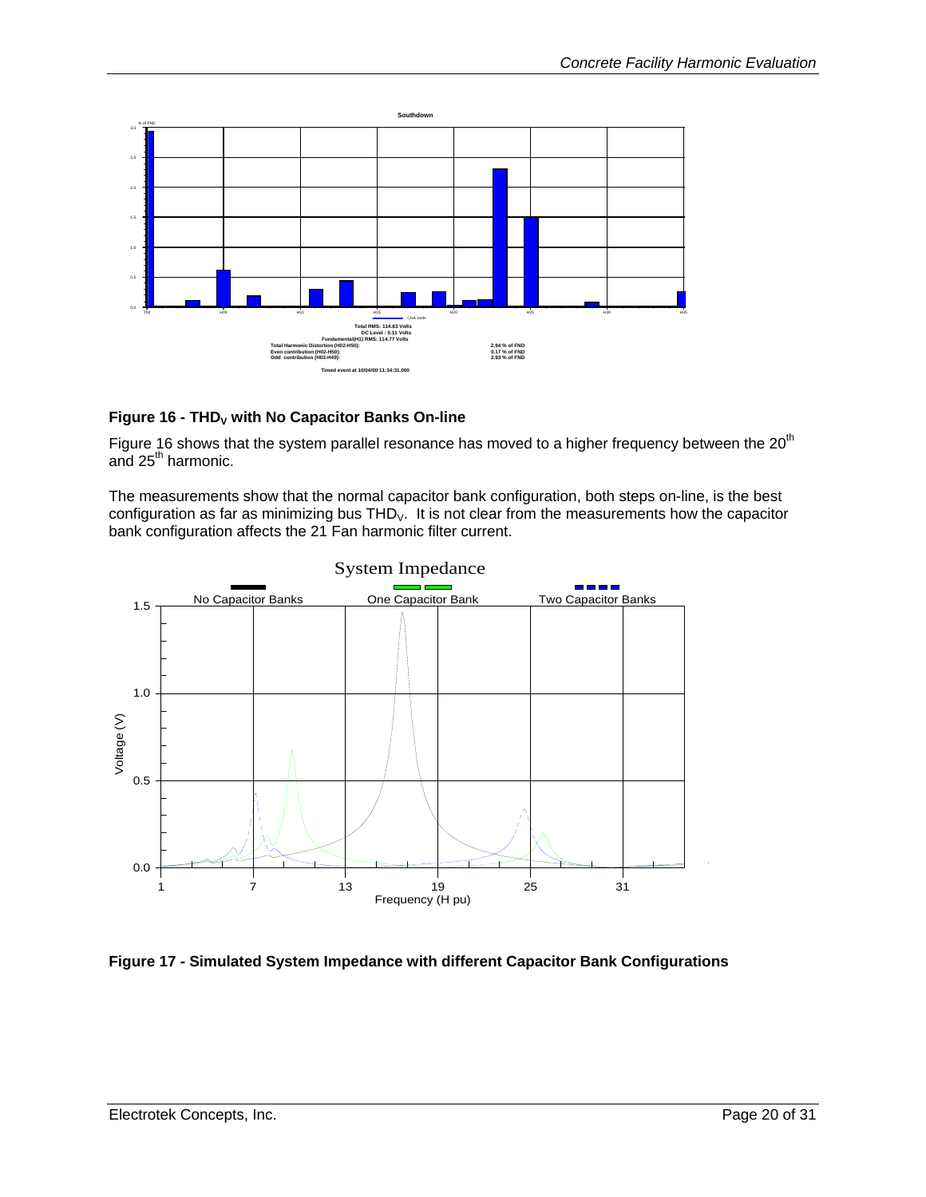Southdown

% of FND

3.0

2.5

2.0

1.5

1.0

0.5

0.0

Thd H05 H10 H15 H20 H25 H30 H35

CHA Volts

Total RMS: 114.83 Volts
DC Level : 0.11 Volts
Fundamental(H1) RMS: 114.77 Volts
Total Harmonic Distortion (H02-H50): 2.94 % of FND
Even contribution (H02-H50): 0.17 % of FND
Odd contribution (H03-H49): 2.93 % of FND

Timed event at 10/04/00 11:34:31.000

**Figure 16 - $THD_V$ with No Capacitor Banks On-line**

Figure 16 shows that the system parallel resonance has moved to a higher frequency between the $20^{th}$ and $25^{th}$ harmonic.

The measurements show that the normal capacitor bank configuration, both steps on-line, is the best configuration as far as minimizing bus $THD_V$. It is not clear from the measurements how the capacitor bank configuration affects the 21 Fan harmonic filter current.

System Impedance

No Capacitor Banks One Capacitor Bank Two Capacitor Banks

Voltage (V)

1.5

1.0

0.5

0.0

1 7 13 19 25 31

Frequency (H pu)

**Figure 17 - Simulated System Impedance with different Capacitor Bank Configurations**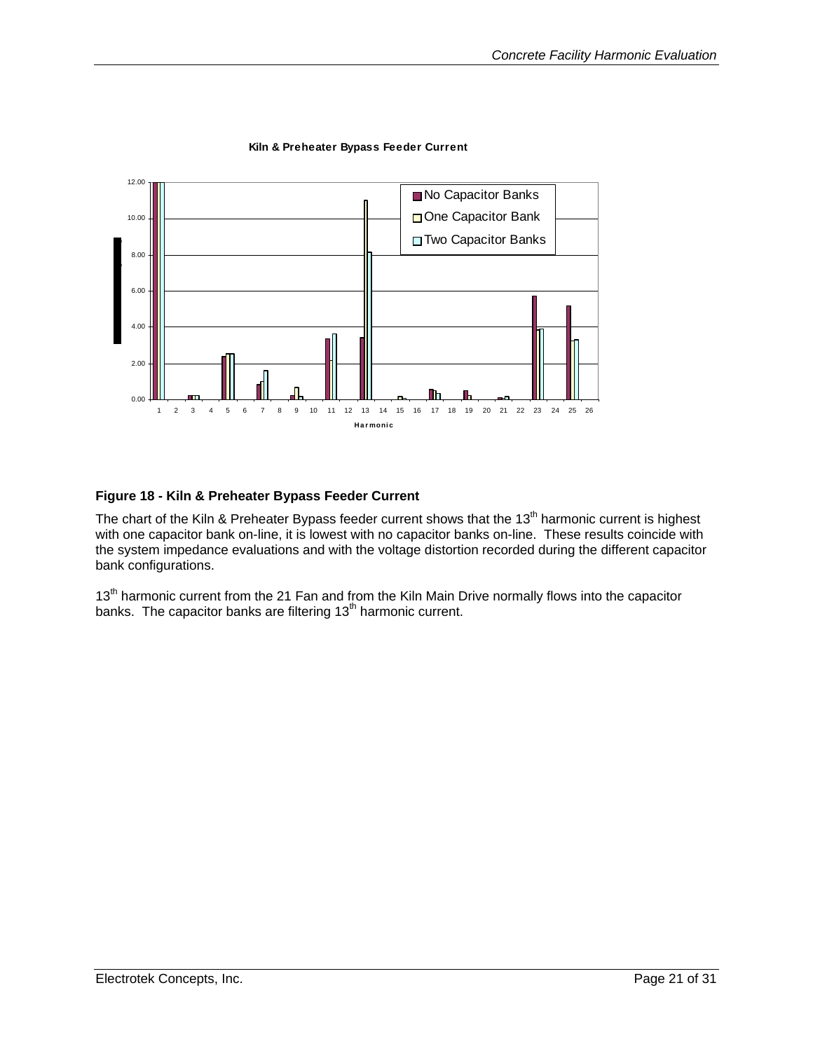Kiln & Preheater Bypass Feeder Current

12.00
10.00
8.00
6.00
4.00
2.00
0.00

1 2 3 4 5 6 7 8 9 10 11 12 13 14 15 16 17 18 19 20 21 22 23 24 25 26

Harmonic

No Capacitor Banks
One Capacitor Bank
Two Capacitor Banks

**Figure 18 - Kiln & Preheater Bypass Feeder Current**

The chart of the Kiln & Preheater Bypass feeder current shows that the 13th harmonic current is highest with one capacitor bank on-line, it is lowest with no capacitor banks on-line. These results coincide with the system impedance evaluations and with the voltage distortion recorded during the different capacitor bank configurations.

13th harmonic current from the 21 Fan and from the Kiln Main Drive normally flows into the capacitor banks. The capacitor banks are filtering 13th harmonic current.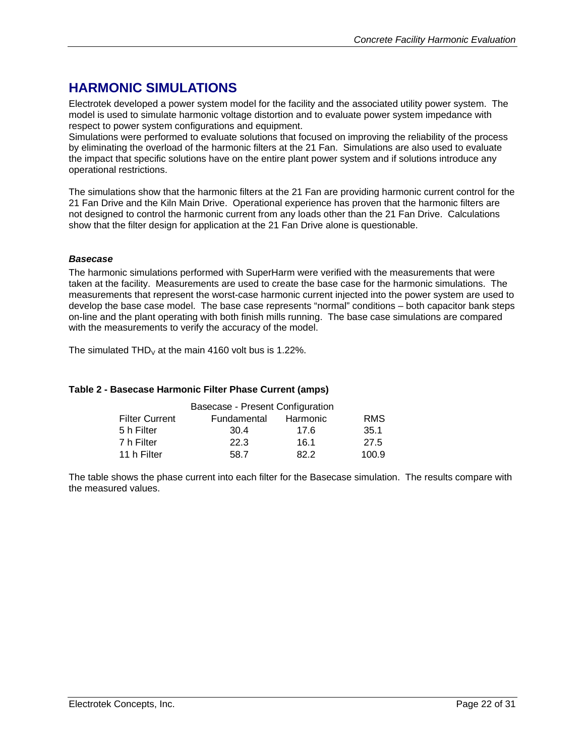# HARMONIC SIMULATIONS

Electrotek developed a power system model for the facility and the associated utility power system. The model is used to simulate harmonic voltage distortion and to evaluate power system impedance with respect to power system configurations and equipment.
Simulations were performed to evaluate solutions that focused on improving the reliability of the process by eliminating the overload of the harmonic filters at the 21 Fan. Simulations are also used to evaluate the impact that specific solutions have on the entire plant power system and if solutions introduce any operational restrictions.

The simulations show that the harmonic filters at the 21 Fan are providing harmonic current control for the 21 Fan Drive and the Kiln Main Drive. Operational experience has proven that the harmonic filters are not designed to control the harmonic current from any loads other than the 21 Fan Drive. Calculations show that the filter design for application at the 21 Fan Drive alone is questionable.

### *Basecase*

The harmonic simulations performed with SuperHarm were verified with the measurements that were taken at the facility. Measurements are used to create the base case for the harmonic simulations. The measurements that represent the worst-case harmonic current injected into the power system are used to develop the base case model. The base case represents "normal" conditions – both capacitor bank steps on-line and the plant operating with both finish mills running. The base case simulations are compared with the measurements to verify the accuracy of the model.

The simulated $THD_V$ at the main 4160 volt bus is 1.22%.

**Table 2 - Basecase Harmonic Filter Phase Current (amps)**

| | Basecase - Present Configuration | | |
|---|---|---|---|
| Filter Current | Fundamental | Harmonic | RMS |
| 5 h Filter | 30.4 | 17.6 | 35.1 |
| 7 h Filter | 22.3 | 16.1 | 27.5 |
| 11 h Filter | 58.7 | 82.2 | 100.9 |

The table shows the phase current into each filter for the Basecase simulation. The results compare with the measured values.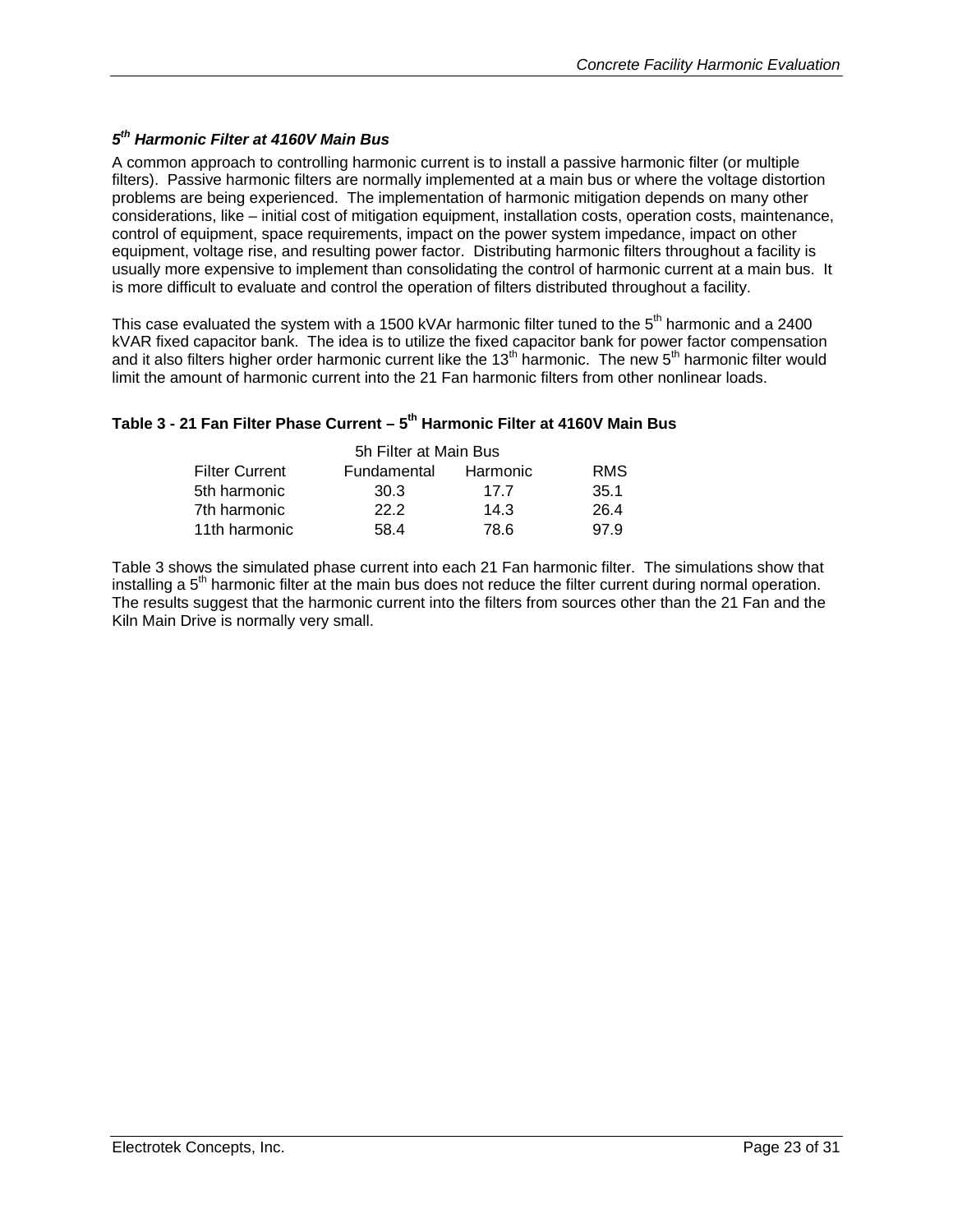### *5$^{th}$ Harmonic Filter at 4160V Main Bus*

A common approach to controlling harmonic current is to install a passive harmonic filter (or multiple filters). Passive harmonic filters are normally implemented at a main bus or where the voltage distortion problems are being experienced. The implementation of harmonic mitigation depends on many other considerations, like – initial cost of mitigation equipment, installation costs, operation costs, maintenance, control of equipment, space requirements, impact on the power system impedance, impact on other equipment, voltage rise, and resulting power factor. Distributing harmonic filters throughout a facility is usually more expensive to implement than consolidating the control of harmonic current at a main bus. It is more difficult to evaluate and control the operation of filters distributed throughout a facility.

This case evaluated the system with a 1500 kVAr harmonic filter tuned to the 5$^{th}$ harmonic and a 2400 kVAR fixed capacitor bank. The idea is to utilize the fixed capacitor bank for power factor compensation and it also filters higher order harmonic current like the 13$^{th}$ harmonic. The new 5$^{th}$ harmonic filter would limit the amount of harmonic current into the 21 Fan harmonic filters from other nonlinear loads.

**Table 3 - 21 Fan Filter Phase Current – 5$^{th}$ Harmonic Filter at 4160V Main Bus**

| | 5h Filter at Main Bus | | |
|---|---|---|---|
| Filter Current | Fundamental | Harmonic | RMS |
| 5th harmonic | 30.3 | 17.7 | 35.1 |
| 7th harmonic | 22.2 | 14.3 | 26.4 |
| 11th harmonic | 58.4 | 78.6 | 97.9 |

Table 3 shows the simulated phase current into each 21 Fan harmonic filter. The simulations show that installing a 5$^{th}$ harmonic filter at the main bus does not reduce the filter current during normal operation. The results suggest that the harmonic current into the filters from sources other than the 21 Fan and the Kiln Main Drive is normally very small.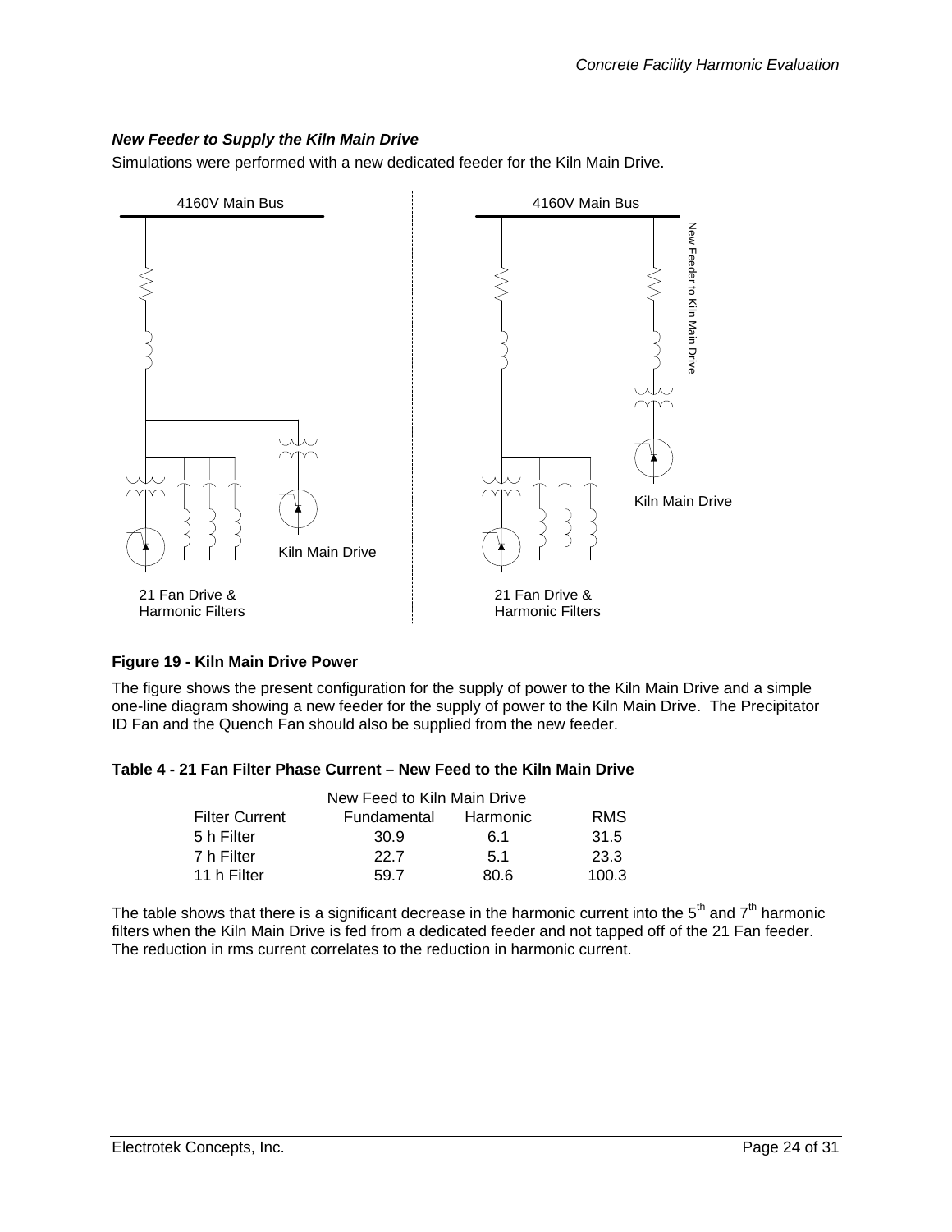### *New Feeder to Supply the Kiln Main Drive*

Simulations were performed with a new dedicated feeder for the Kiln Main Drive.

4160V Main Bus

Kiln Main Drive

21 Fan Drive &
Harmonic Filters

4160V Main Bus

New Feeder to Kiln Main Drive

Kiln Main Drive

21 Fan Drive &
Harmonic Filters

**Figure 19 - Kiln Main Drive Power**

The figure shows the present configuration for the supply of power to the Kiln Main Drive and a simple one-line diagram showing a new feeder for the supply of power to the Kiln Main Drive. The Precipitator ID Fan and the Quench Fan should also be supplied from the new feeder.

**Table 4 - 21 Fan Filter Phase Current – New Feed to the Kiln Main Drive**

| | New Feed to Kiln Main Drive | | |
|---|---|---|---|
| Filter Current | Fundamental | Harmonic | RMS |
| 5 h Filter | 30.9 | 6.1 | 31.5 |
| 7 h Filter | 22.7 | 5.1 | 23.3 |
| 11 h Filter | 59.7 | 80.6 | 100.3 |

The table shows that there is a significant decrease in the harmonic current into the 5th and 7th harmonic filters when the Kiln Main Drive is fed from a dedicated feeder and not tapped off of the 21 Fan feeder. The reduction in rms current correlates to the reduction in harmonic current.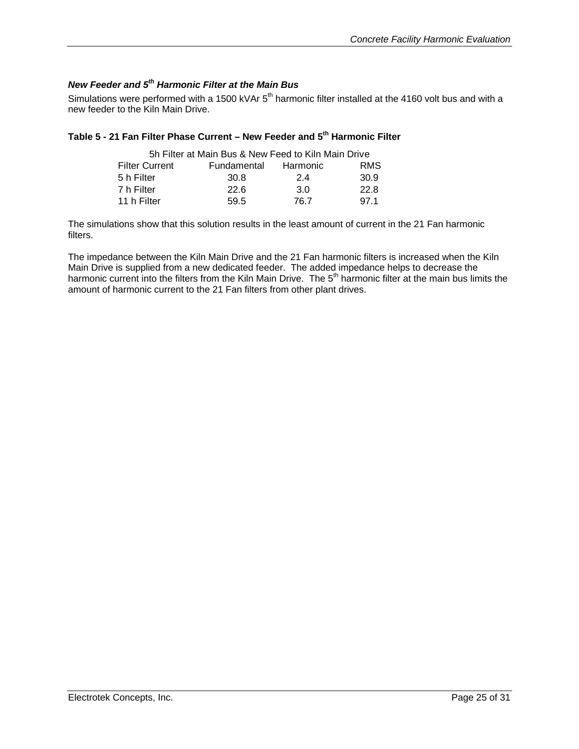### *New Feeder and 5th Harmonic Filter at the Main Bus*

Simulations were performed with a 1500 kVAr 5th harmonic filter installed at the 4160 volt bus and with a new feeder to the Kiln Main Drive.

**Table 5 - 21 Fan Filter Phase Current – New Feeder and 5th Harmonic Filter**

| 5h Filter at Main Bus & New Feed to Kiln Main Drive | | | |
|---|---|---|---|
| Filter Current | Fundamental | Harmonic | RMS |
| 5 h Filter | 30.8 | 2.4 | 30.9 |
| 7 h Filter | 22.6 | 3.0 | 22.8 |
| 11 h Filter | 59.5 | 76.7 | 97.1 |

The simulations show that this solution results in the least amount of current in the 21 Fan harmonic filters.

The impedance between the Kiln Main Drive and the 21 Fan harmonic filters is increased when the Kiln Main Drive is supplied from a new dedicated feeder. The added impedance helps to decrease the harmonic current into the filters from the Kiln Main Drive. The 5th harmonic filter at the main bus limits the amount of harmonic current to the 21 Fan filters from other plant drives.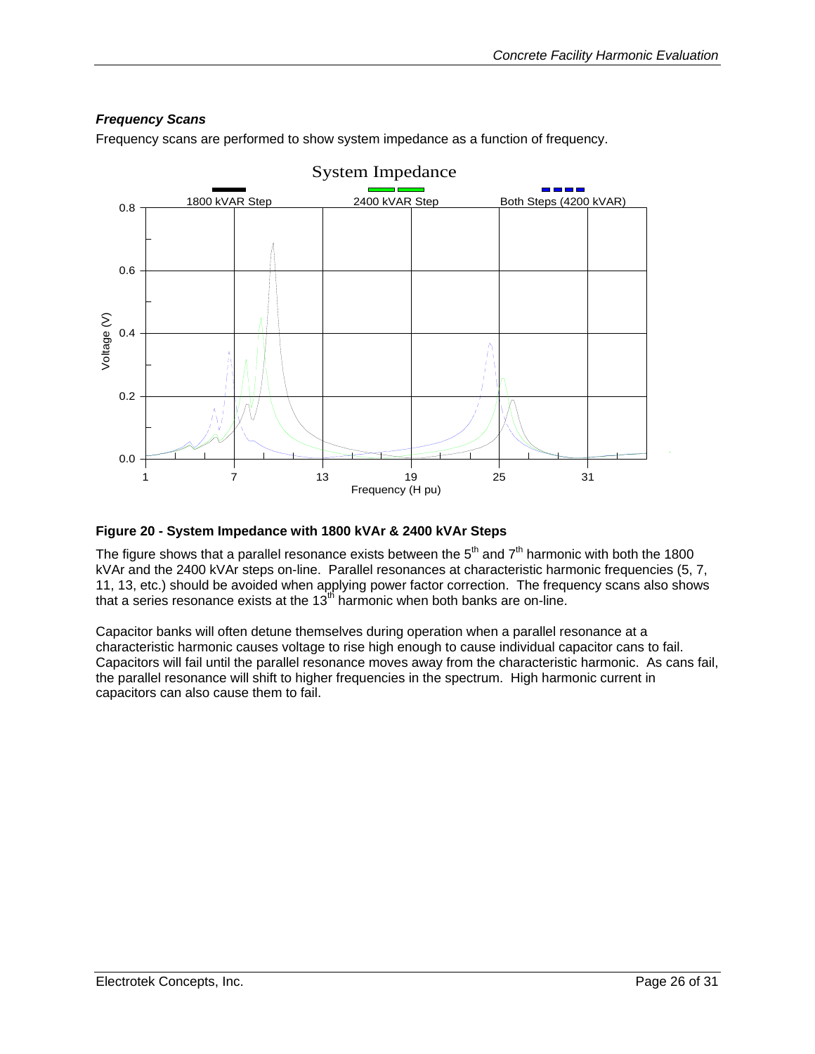### *Frequency Scans*

Frequency scans are performed to show system impedance as a function of frequency.

System Impedance

1800 kVAR Step
2400 kVAR Step
Both Steps (4200 kVAR)

Voltage (V)
0.0
0.2
0.4
0.6
0.8

Frequency (H pu)
1
7
13
19
25
31

**Figure 20 - System Impedance with 1800 kVAr & 2400 kVAr Steps**

The figure shows that a parallel resonance exists between the 5th and 7th harmonic with both the 1800 kVAr and the 2400 kVAr steps on-line. Parallel resonances at characteristic harmonic frequencies (5, 7, 11, 13, etc.) should be avoided when applying power factor correction. The frequency scans also shows that a series resonance exists at the 13th harmonic when both banks are on-line.

Capacitor banks will often detune themselves during operation when a parallel resonance at a characteristic harmonic causes voltage to rise high enough to cause individual capacitor cans to fail. Capacitors will fail until the parallel resonance moves away from the characteristic harmonic. As cans fail, the parallel resonance will shift to higher frequencies in the spectrum. High harmonic current in capacitors can also cause them to fail.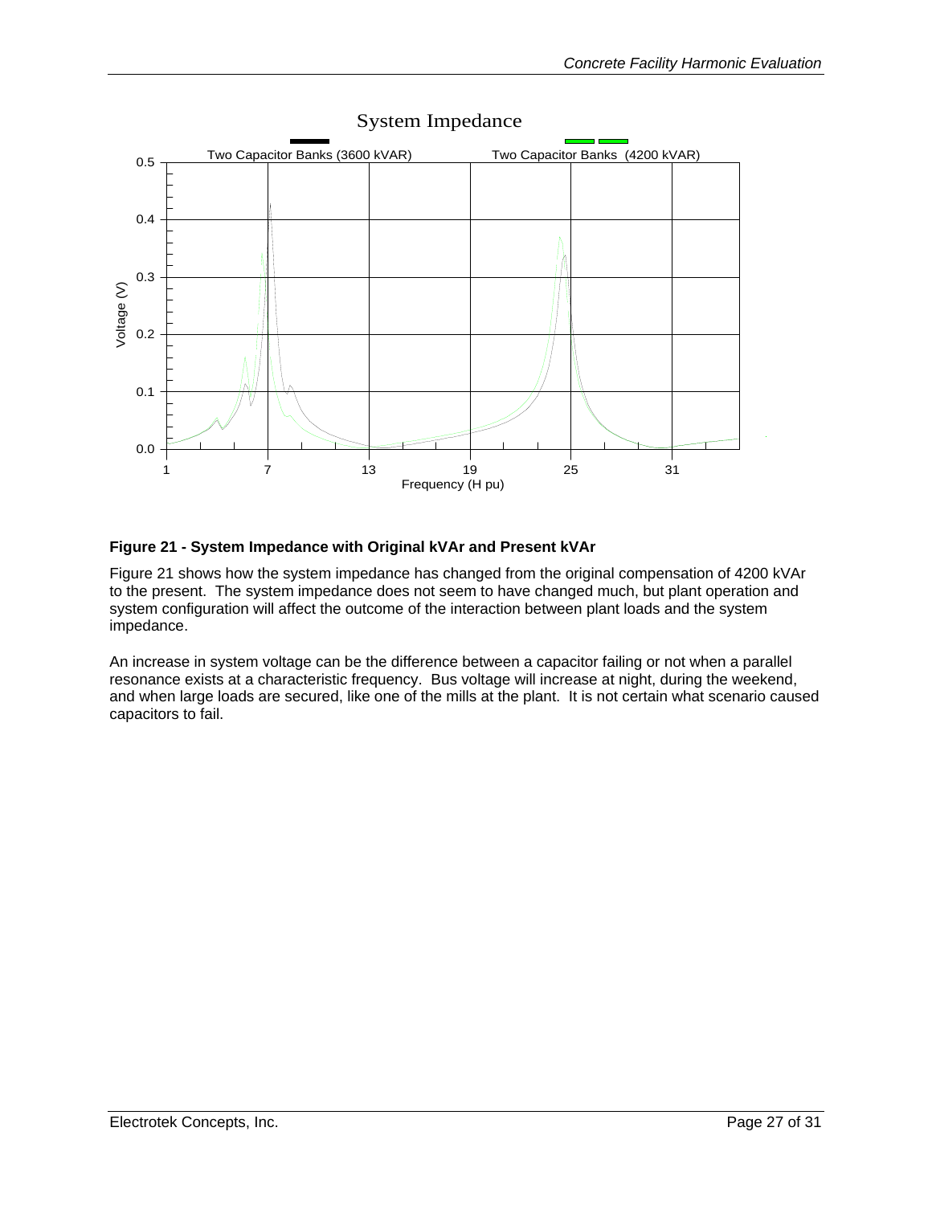System Impedance

Two Capacitor Banks (3600 kVAR)

Two Capacitor Banks (4200 kVAR)

Voltage (V)

0.5
0.4
0.3
0.2
0.1
0.0

1
7
13
19
25
31

Frequency (H pu)

**Figure 21 - System Impedance with Original kVAr and Present kVAr**

Figure 21 shows how the system impedance has changed from the original compensation of 4200 kVAr to the present. The system impedance does not seem to have changed much, but plant operation and system configuration will affect the outcome of the interaction between plant loads and the system impedance.

An increase in system voltage can be the difference between a capacitor failing or not when a parallel resonance exists at a characteristic frequency. Bus voltage will increase at night, during the weekend, and when large loads are secured, like one of the mills at the plant. It is not certain what scenario caused capacitors to fail.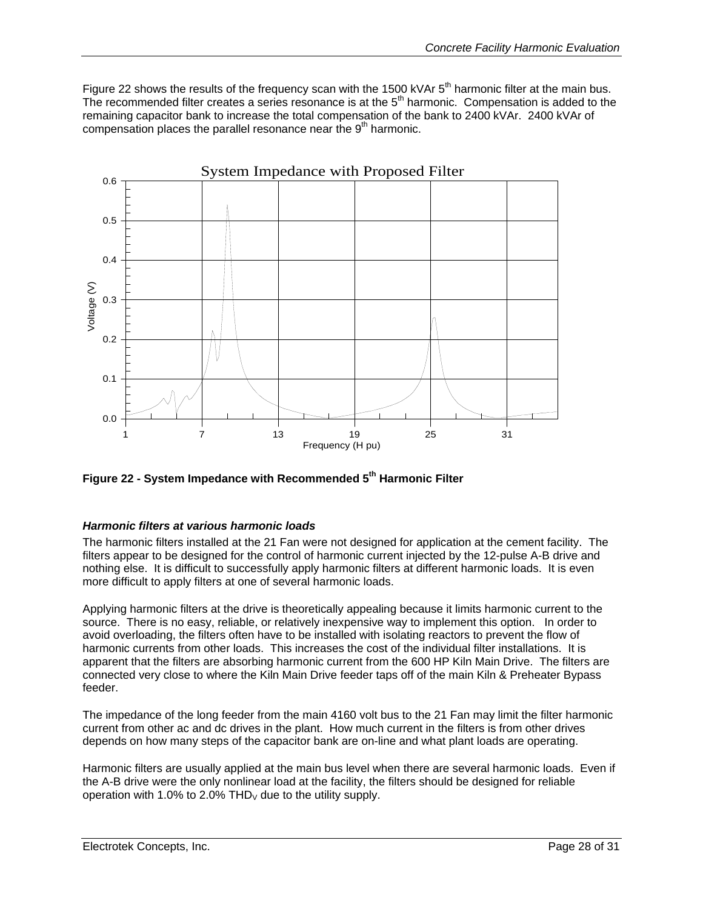Figure 22 shows the results of the frequency scan with the 1500 kVAr 5th harmonic filter at the main bus. The recommended filter creates a series resonance is at the 5th harmonic. Compensation is added to the remaining capacitor bank to increase the total compensation of the bank to 2400 kVAr. 2400 kVAr of compensation places the parallel resonance near the 9th harmonic.

System Impedance with Proposed Filter

0.6
0.5
0.4
0.3
0.2
0.1
0.0

Voltage (V)

1
7
13
19
25
31

Frequency (H pu)

**Figure 22 - System Impedance with Recommended 5th Harmonic Filter**

### *Harmonic filters at various harmonic loads*

The harmonic filters installed at the 21 Fan were not designed for application at the cement facility. The filters appear to be designed for the control of harmonic current injected by the 12-pulse A-B drive and nothing else. It is difficult to successfully apply harmonic filters at different harmonic loads. It is even more difficult to apply filters at one of several harmonic loads.

Applying harmonic filters at the drive is theoretically appealing because it limits harmonic current to the source. There is no easy, reliable, or relatively inexpensive way to implement this option. In order to avoid overloading, the filters often have to be installed with isolating reactors to prevent the flow of harmonic currents from other loads. This increases the cost of the individual filter installations. It is apparent that the filters are absorbing harmonic current from the 600 HP Kiln Main Drive. The filters are connected very close to where the Kiln Main Drive feeder taps off of the main Kiln & Preheater Bypass feeder.

The impedance of the long feeder from the main 4160 volt bus to the 21 Fan may limit the filter harmonic current from other ac and dc drives in the plant. How much current in the filters is from other drives depends on how many steps of the capacitor bank are on-line and what plant loads are operating.

Harmonic filters are usually applied at the main bus level when there are several harmonic loads. Even if the A-B drive were the only nonlinear load at the facility, the filters should be designed for reliable operation with 1.0% to 2.0% $THD_V$ due to the utility supply.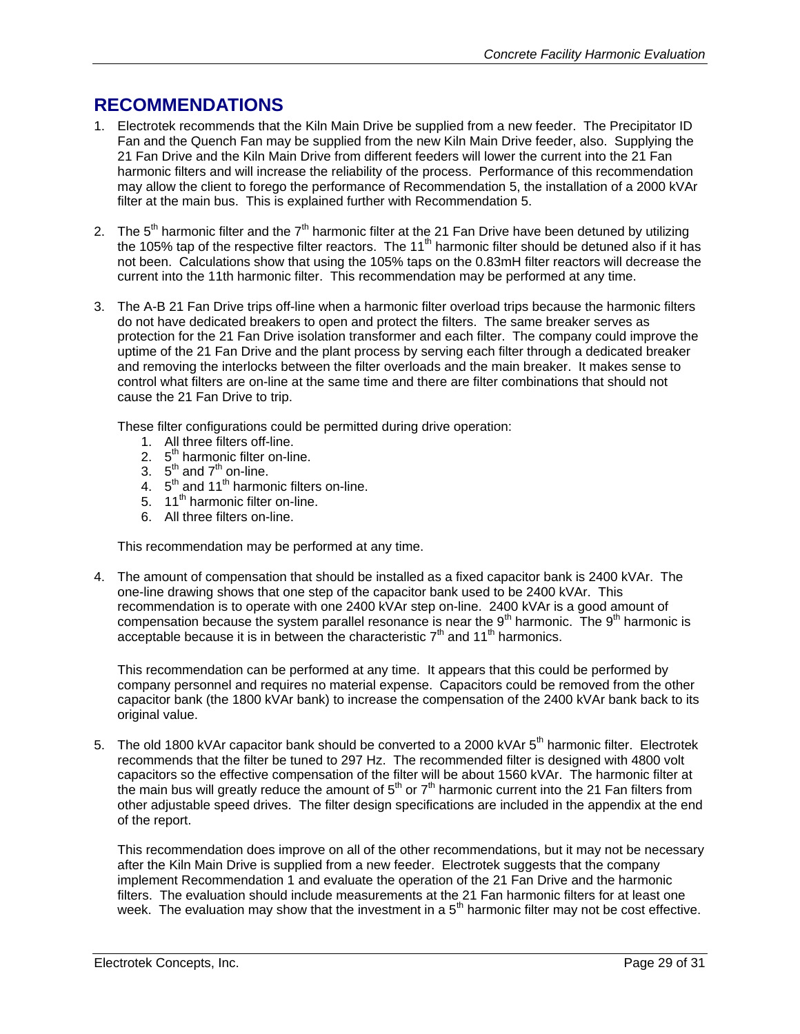## RECOMMENDATIONS

1. Electrotek recommends that the Kiln Main Drive be supplied from a new feeder. The Precipitator ID Fan and the Quench Fan may be supplied from the new Kiln Main Drive feeder, also. Supplying the 21 Fan Drive and the Kiln Main Drive from different feeders will lower the current into the 21 Fan harmonic filters and will increase the reliability of the process. Performance of this recommendation may allow the client to forego the performance of Recommendation 5, the installation of a 2000 kVAr filter at the main bus. This is explained further with Recommendation 5.

2. The $5^{th}$ harmonic filter and the $7^{th}$ harmonic filter at the 21 Fan Drive have been detuned by utilizing the 105% tap of the respective filter reactors. The $11^{th}$ harmonic filter should be detuned also if it has not been. Calculations show that using the 105% taps on the 0.83mH filter reactors will decrease the current into the 11th harmonic filter. This recommendation may be performed at any time.

3. The A-B 21 Fan Drive trips off-line when a harmonic filter overload trips because the harmonic filters do not have dedicated breakers to open and protect the filters. The same breaker serves as protection for the 21 Fan Drive isolation transformer and each filter. The company could improve the uptime of the 21 Fan Drive and the plant process by serving each filter through a dedicated breaker and removing the interlocks between the filter overloads and the main breaker. It makes sense to control what filters are on-line at the same time and there are filter combinations that should not cause the 21 Fan Drive to trip.

   These filter configurations could be permitted during drive operation:

   1. All three filters off-line.
   2. $5^{th}$ harmonic filter on-line.
   3. $5^{th}$ and $7^{th}$ on-line.
   4. $5^{th}$ and $11^{th}$ harmonic filters on-line.
   5. $11^{th}$ harmonic filter on-line.
   6. All three filters on-line.

   This recommendation may be performed at any time.

4. The amount of compensation that should be installed as a fixed capacitor bank is 2400 kVAr. The one-line drawing shows that one step of the capacitor bank used to be 2400 kVAr. This recommendation is to operate with one 2400 kVAr step on-line. 2400 kVAr is a good amount of compensation because the system parallel resonance is near the $9^{th}$ harmonic. The $9^{th}$ harmonic is acceptable because it is in between the characteristic $7^{th}$ and $11^{th}$ harmonics.

   This recommendation can be performed at any time. It appears that this could be performed by company personnel and requires no material expense. Capacitors could be removed from the other capacitor bank (the 1800 kVAr bank) to increase the compensation of the 2400 kVAr bank back to its original value.

5. The old 1800 kVAr capacitor bank should be converted to a 2000 kVAr $5^{th}$ harmonic filter. Electrotek recommends that the filter be tuned to 297 Hz. The recommended filter is designed with 4800 volt capacitors so the effective compensation of the filter will be about 1560 kVAr. The harmonic filter at the main bus will greatly reduce the amount of $5^{th}$ or $7^{th}$ harmonic current into the 21 Fan filters from other adjustable speed drives. The filter design specifications are included in the appendix at the end of the report.

   This recommendation does improve on all of the other recommendations, but it may not be necessary after the Kiln Main Drive is supplied from a new feeder. Electrotek suggests that the company implement Recommendation 1 and evaluate the operation of the 21 Fan Drive and the harmonic filters. The evaluation should include measurements at the 21 Fan harmonic filters for at least one week. The evaluation may show that the investment in a $5^{th}$ harmonic filter may not be cost effective.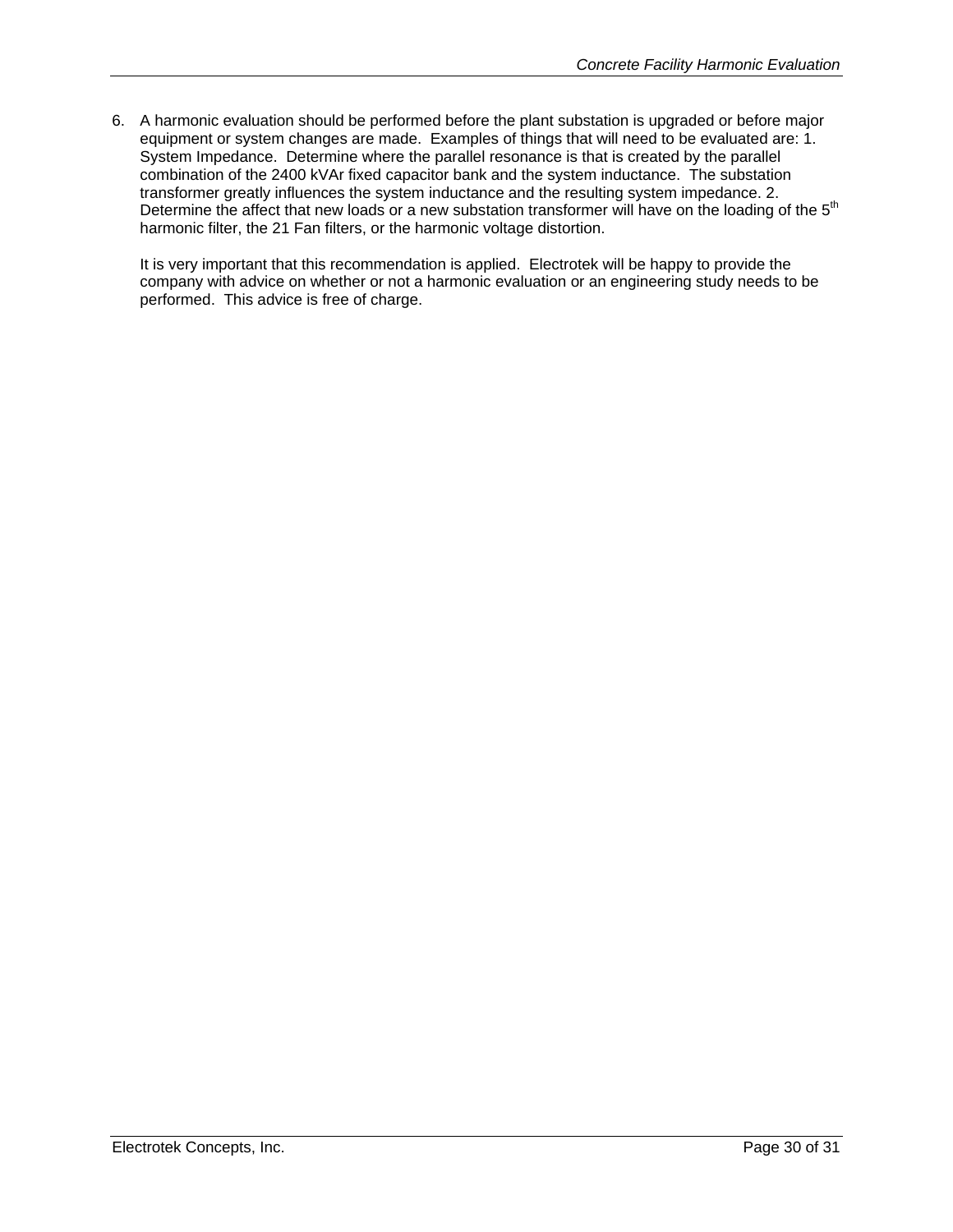6. A harmonic evaluation should be performed before the plant substation is upgraded or before major equipment or system changes are made. Examples of things that will need to be evaluated are: 1. System Impedance. Determine where the parallel resonance is that is created by the parallel combination of the 2400 kVAr fixed capacitor bank and the system inductance. The substation transformer greatly influences the system inductance and the resulting system impedance. 2. Determine the affect that new loads or a new substation transformer will have on the loading of the $5^{th}$ harmonic filter, the 21 Fan filters, or the harmonic voltage distortion.

   It is very important that this recommendation is applied. Electrotek will be happy to provide the company with advice on whether or not a harmonic evaluation or an engineering study needs to be performed. This advice is free of charge.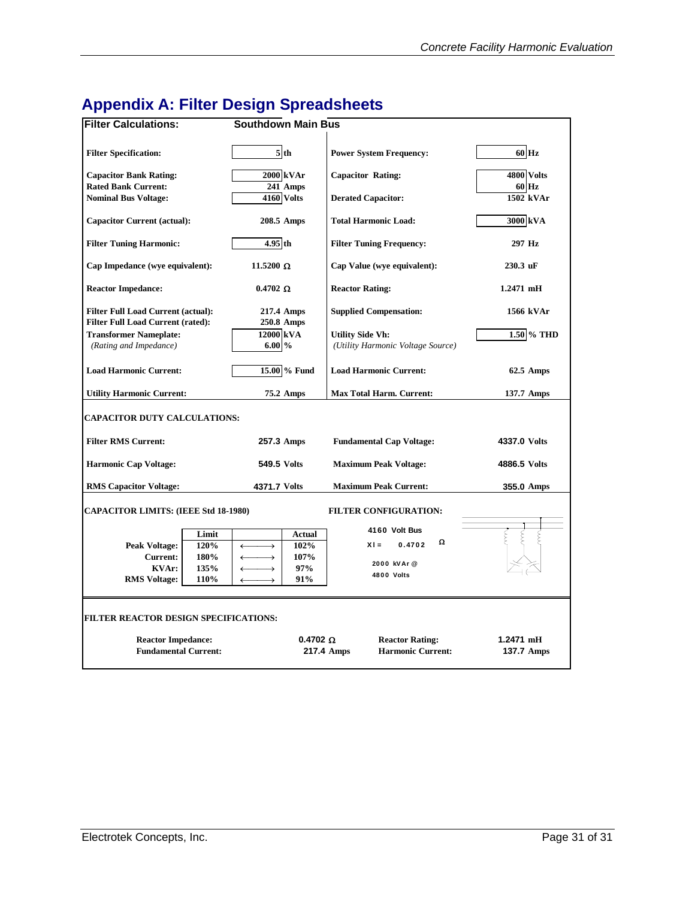# Appendix A: Filter Design Spreadsheets

**Filter Calculations:** **Southdown Main Bus**

| | | | |
|---|---|---|---|
| **Filter Specification:** | 5 th | **Power System Frequency:** | 60 Hz |
| **Capacitor Bank Rating:** | 2000 kVAr | **Capacitor Rating:** | 4800 Volts |
| **Rated Bank Current:** | 241 Amps | | 60 Hz |
| **Nominal Bus Voltage:** | 4160 Volts | **Derated Capacitor:** | 1502 kVAr |
| **Capacitor Current (actual):** | 208.5 Amps | **Total Harmonic Load:** | 3000 kVA |
| **Filter Tuning Harmonic:** | 4.95 th | **Filter Tuning Frequency:** | 297 Hz |
| **Cap Impedance (wye equivalent):** | 11.5200 Ω | **Cap Value (wye equivalent):** | 230.3 uF |
| **Reactor Impedance:** | 0.4702 Ω | **Reactor Rating:** | 1.2471 mH |
| **Filter Full Load Current (actual):** | 217.4 Amps | **Supplied Compensation:** | 1566 kVAr |
| **Filter Full Load Current (rated):** | 250.8 Amps | | |
| **Transformer Nameplate:** | 12000 kVA | **Utility Side Vh:** | 1.50 % THD |
| *(Rating and Impedance)* | 6.00 % | *(Utility Harmonic Voltage Source)* | |
| **Load Harmonic Current:** | 15.00 % Fund | **Load Harmonic Current:** | 62.5 Amps |
| **Utility Harmonic Current:** | 75.2 Amps | **Max Total Harm. Current:** | 137.7 Amps |

**CAPACITOR DUTY CALCULATIONS:**

| | | | |
|---|---|---|---|
| **Filter RMS Current:** | 257.3 Amps | **Fundamental Cap Voltage:** | 4337.0 Volts |
| **Harmonic Cap Voltage:** | 549.5 Volts | **Maximum Peak Voltage:** | 4886.5 Volts |
| **RMS Capacitor Voltage:** | 4371.7 Volts | **Maximum Peak Current:** | 355.0 Amps |

**CAPACITOR LIMITS: (IEEE Std 18-1980)**

| | Limit | | Actual |
|---|---|---|---|
| **Peak Voltage:** | 120% | ⟵⟶ | 102% |
| **Current:** | 180% | ⟵⟶ | 107% |
| **KVAr:** | 135% | ⟵⟶ | 97% |
| **RMS Voltage:** | 110% | ⟵⟶ | 91% |

**FILTER CONFIGURATION:**

4160 Volt Bus

Xl = 0.4702 Ω

2000 kVAr @ 4800 Volts

**FILTER REACTOR DESIGN SPECIFICATIONS:**

| | | | |
|---|---|---|---|
| **Reactor Impedance:** | 0.4702 Ω | **Reactor Rating:** | 1.2471 mH |
| **Fundamental Current:** | 217.4 Amps | **Harmonic Current:** | 137.7 Amps |